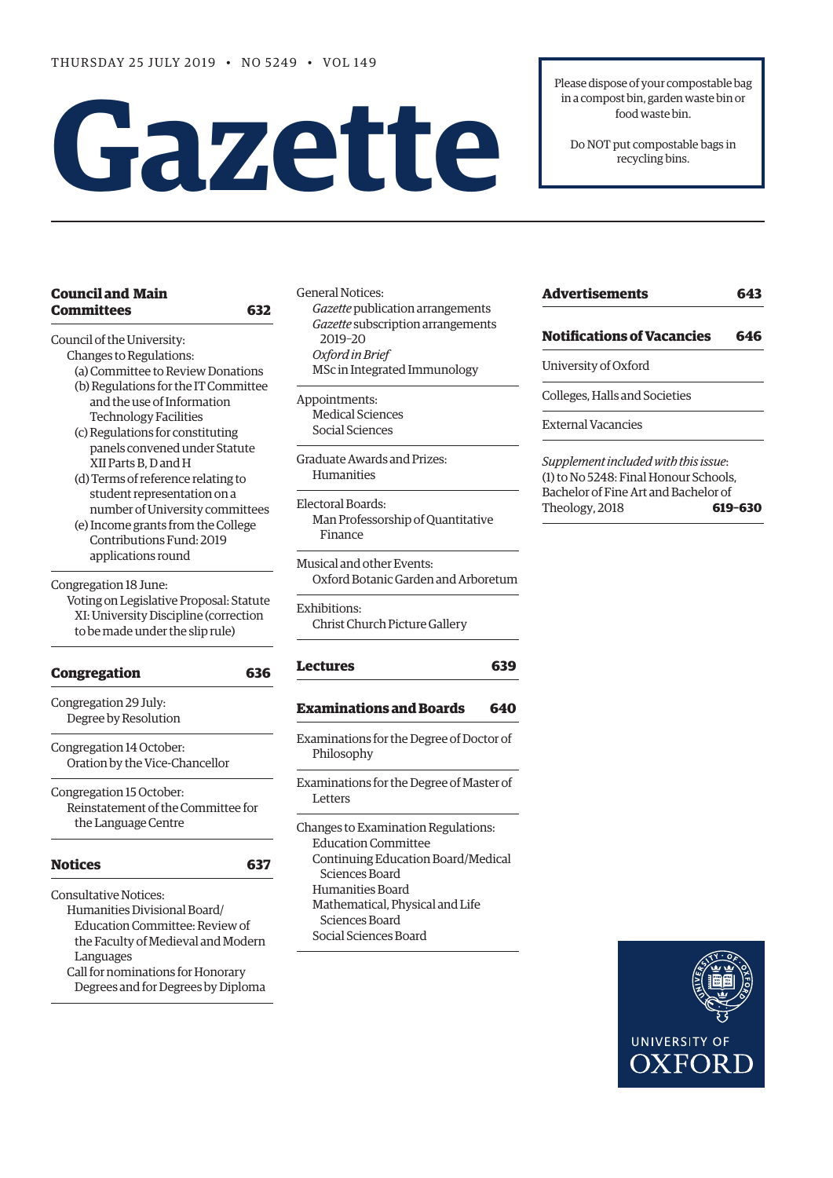THURSDAY 25 JULY 2019 • NO 5249 • VOL 149

# Gazette

Please dispose of your compostable bag in a compost bin, garden waste bin or food waste bin.

Do NOT put compostable bags in recycling bins.

## Council and Main Committees — 632

Council of the University:
- Changes to Regulations:
  - (a) Committee to Review Donations
  - (b) Regulations for the IT Committee and the use of Information Technology Facilities
  - (c) Regulations for constituting panels convened under Statute XII Parts B, D and H
  - (d) Terms of reference relating to student representation on a number of University committees
  - (e) Income grants from the College Contributions Fund: 2019 applications round

Congregation 18 June:
- Voting on Legislative Proposal: Statute XI: University Discipline (correction to be made under the slip rule)

## Congregation — 636

Congregation 29 July:
- Degree by Resolution

Congregation 14 October:
- Oration by the Vice-Chancellor

Congregation 15 October:
- Reinstatement of the Committee for the Language Centre

## Notices — 637

Consultative Notices:
- Humanities Divisional Board/ Education Committee: Review of the Faculty of Medieval and Modern Languages
- Call for nominations for Honorary Degrees and for Degrees by Diploma

General Notices:
- *Gazette* publication arrangements
- *Gazette* subscription arrangements 2019–20
- *Oxford in Brief*
- MSc in Integrated Immunology

Appointments:
- Medical Sciences
- Social Sciences

Graduate Awards and Prizes:
- Humanities

Electoral Boards:
- Man Professorship of Quantitative Finance

Musical and other Events:
- Oxford Botanic Garden and Arboretum

Exhibitions:
- Christ Church Picture Gallery

## Lectures — 639

## Examinations and Boards — 640

Examinations for the Degree of Doctor of Philosophy

Examinations for the Degree of Master of Letters

Changes to Examination Regulations:
- Education Committee
- Continuing Education Board/Medical Sciences Board
- Humanities Board
- Mathematical, Physical and Life Sciences Board
- Social Sciences Board

## Advertisements — 643

## Notifications of Vacancies — 646

University of Oxford

Colleges, Halls and Societies

External Vacancies

*Supplement included with this issue*:
(1) to No 5248: Final Honour Schools, Bachelor of Fine Art and Bachelor of Theology, 2018 — **619–630**

UNIVERSITY OF OXFORD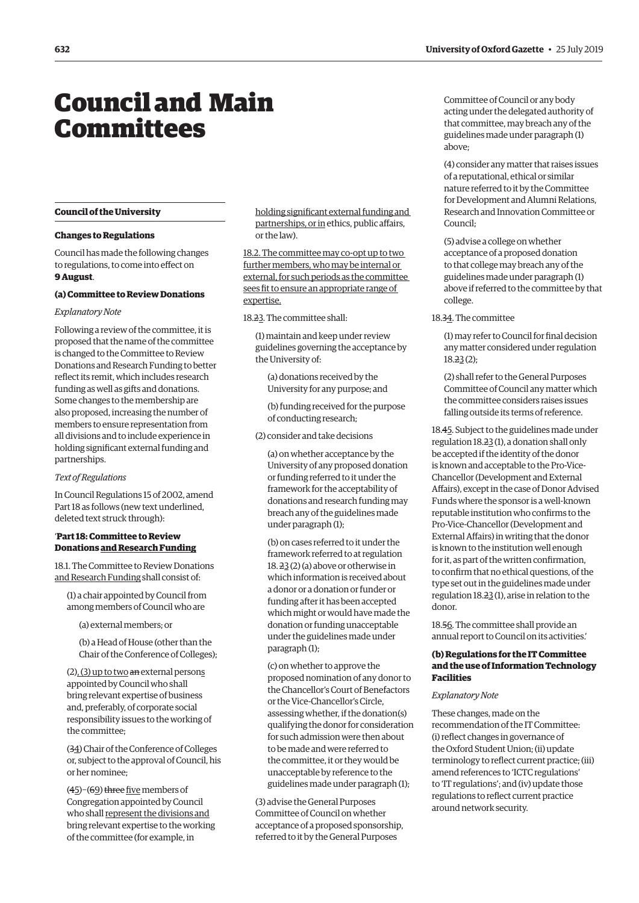# Council and Main Committees

## Council of the University

### Changes to Regulations

Council has made the following changes to regulations, to come into effect on **9 August**.

#### (a) Committee to Review Donations

*Explanatory Note*

Following a review of the committee, it is proposed that the name of the committee is changed to the Committee to Review Donations and Research Funding to better reflect its remit, which includes research funding as well as gifts and donations. Some changes to the membership are also proposed, increasing the number of members to ensure representation from all divisions and to include experience in holding significant external funding and partnerships.

*Text of Regulations*

In Council Regulations 15 of 2002, amend Part 18 as follows (new text underlined, deleted text struck through):

'**Part 18: Committee to Review Donations <u>and Research Funding</u>**

18.1. The Committee to Review Donations <u>and Research Funding</u> shall consist of:

(1) a chair appointed by Council from among members of Council who are

(a) external members; or

(b) a Head of House (other than the Chair of the Conference of Colleges);

(2)<u>, (3) up to two</u> ~~an~~ external person<u>s</u> appointed by Council who shall bring relevant expertise of business and, preferably, of corporate social responsibility issues to the working of the committee;

(~~3~~<u>4</u>) Chair of the Conference of Colleges or, subject to the approval of Council, his or her nominee;

(~~4~~<u>5</u>)–(~~6~~<u>9</u>) ~~three~~ <u>five</u> members of Congregation appointed by Council who shall <u>represent the divisions and</u> bring relevant expertise to the working of the committee (for example, in <u>holding significant external funding and partnerships, or in</u> ethics, public affairs, or the law).

<u>18.2. The committee may co-opt up to two further members, who may be internal or external, for such periods as the committee sees fit to ensure an appropriate range of expertise.</u>

18.~~2~~<u>3</u>. The committee shall:

(1) maintain and keep under review guidelines governing the acceptance by the University of:

(a) donations received by the University for any purpose; and

(b) funding received for the purpose of conducting research;

(2) consider and take decisions

(a) on whether acceptance by the University of any proposed donation or funding referred to it under the framework for the acceptability of donations and research funding may breach any of the guidelines made under paragraph (1);

(b) on cases referred to it under the framework referred to at regulation 18. ~~2~~<u>3</u> (2) (a) above or otherwise in which information is received about a donor or a donation or funder or funding after it has been accepted which might or would have made the donation or funding unacceptable under the guidelines made under paragraph (1);

(c) on whether to approve the proposed nomination of any donor to the Chancellor's Court of Benefactors or the Vice-Chancellor's Circle, assessing whether, if the donation(s) qualifying the donor for consideration for such admission were then about to be made and were referred to the committee, it or they would be unacceptable by reference to the guidelines made under paragraph (1);

(3) advise the General Purposes Committee of Council on whether acceptance of a proposed sponsorship, referred to it by the General Purposes Committee of Council or any body acting under the delegated authority of that committee, may breach any of the guidelines made under paragraph (1) above;

(4) consider any matter that raises issues of a reputational, ethical or similar nature referred to it by the Committee for Development and Alumni Relations, Research and Innovation Committee or Council;

(5) advise a college on whether acceptance of a proposed donation to that college may breach any of the guidelines made under paragraph (1) above if referred to the committee by that college.

18.~~3~~<u>4</u>. The committee

(1) may refer to Council for final decision any matter considered under regulation 18.~~2~~<u>3</u> (2);

(2) shall refer to the General Purposes Committee of Council any matter which the committee considers raises issues falling outside its terms of reference.

18.~~4~~<u>5</u>. Subject to the guidelines made under regulation 18.~~2~~<u>3</u> (1), a donation shall only be accepted if the identity of the donor is known and acceptable to the Pro-Vice-Chancellor (Development and External Affairs), except in the case of Donor Advised Funds where the sponsor is a well-known reputable institution who confirms to the Pro-Vice-Chancellor (Development and External Affairs) in writing that the donor is known to the institution well enough for it, as part of the written confirmation, to confirm that no ethical questions, of the type set out in the guidelines made under regulation 18.~~2~~<u>3</u> (1), arise in relation to the donor.

18.~~5~~<u>6</u>. The committee shall provide an annual report to Council on its activities.'

#### (b) Regulations for the IT Committee and the use of Information Technology Facilities

*Explanatory Note*

These changes, made on the recommendation of the IT Committee: (i) reflect changes in governance of the Oxford Student Union; (ii) update terminology to reflect current practice; (iii) amend references to 'ICTC regulations' to 'IT regulations'; and (iv) update those regulations to reflect current practice around network security.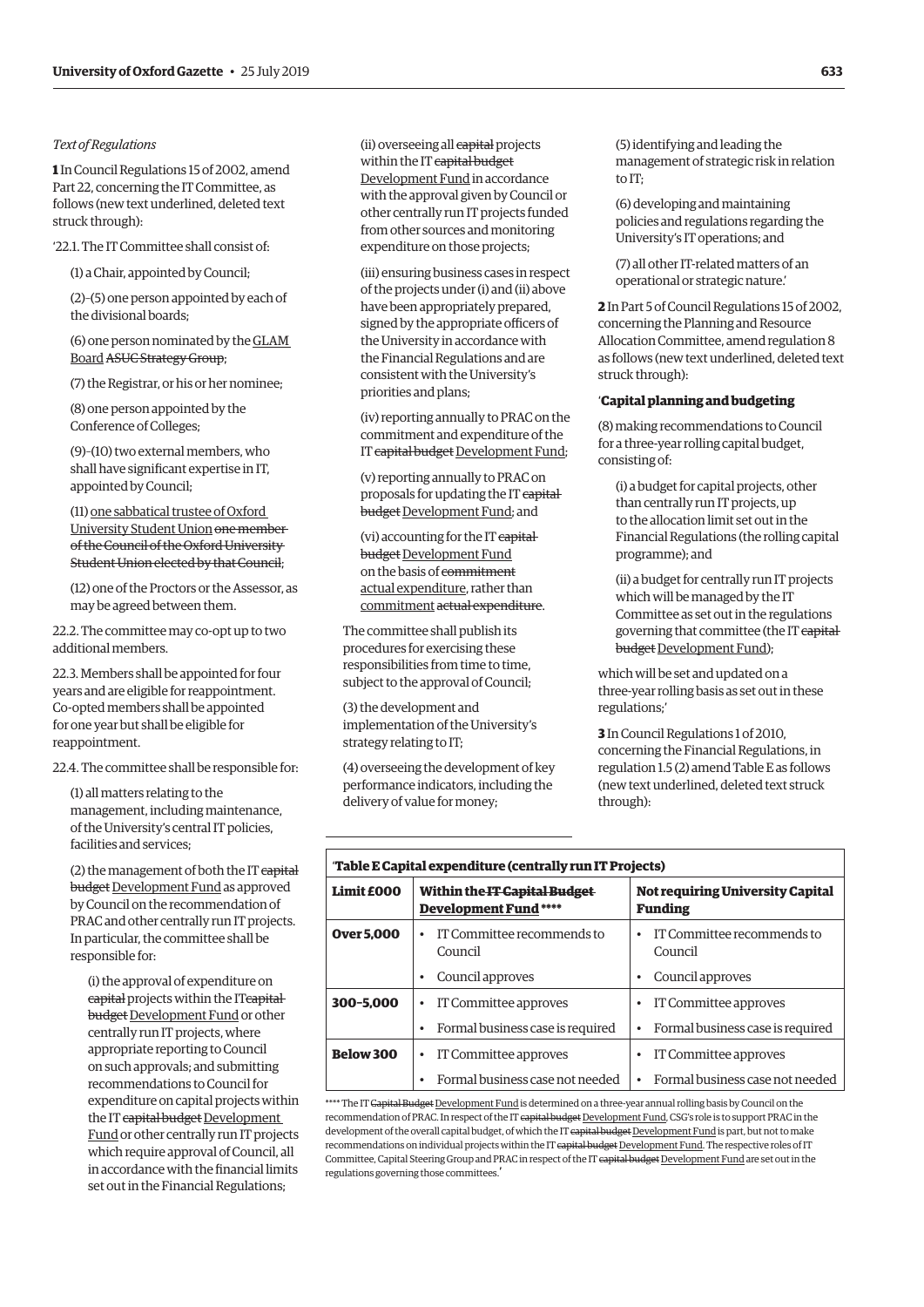*Text of Regulations*

**1** In Council Regulations 15 of 2002, amend Part 22, concerning the IT Committee, as follows (new text underlined, deleted text struck through):

'22.1. The IT Committee shall consist of:

(1) a Chair, appointed by Council;

(2)–(5) one person appointed by each of the divisional boards;

(6) one person nominated by the <u>GLAM Board</u> ~~ASUC Strategy Group~~;

(7) the Registrar, or his or her nominee;

(8) one person appointed by the Conference of Colleges;

(9)–(10) two external members, who shall have significant expertise in IT, appointed by Council;

(11) <u>one sabbatical trustee of Oxford University Student Union</u> ~~one member of the Council of the Oxford University Student Union elected by that Council~~;

(12) one of the Proctors or the Assessor, as may be agreed between them.

22.2. The committee may co-opt up to two additional members.

22.3. Members shall be appointed for four years and are eligible for reappointment. Co-opted members shall be appointed for one year but shall be eligible for reappointment.

22.4. The committee shall be responsible for:

(1) all matters relating to the management, including maintenance, of the University's central IT policies, facilities and services;

(2) the management of both the IT ~~capital budget~~ <u>Development Fund</u> as approved by Council on the recommendation of PRAC and other centrally run IT projects. In particular, the committee shall be responsible for:

(i) the approval of expenditure on ~~capital~~ projects within the IT~~capital budget~~ <u>Development Fund</u> or other centrally run IT projects, where appropriate reporting to Council on such approvals; and submitting recommendations to Council for expenditure on capital projects within the IT ~~capital budget~~ <u>Development Fund</u> or other centrally run IT projects which require approval of Council, all in accordance with the financial limits set out in the Financial Regulations;

(ii) overseeing all ~~capital~~ projects within the IT ~~capital budget~~ <u>Development Fund</u> in accordance with the approval given by Council or other centrally run IT projects funded from other sources and monitoring expenditure on those projects;

(iii) ensuring business cases in respect of the projects under (i) and (ii) above have been appropriately prepared, signed by the appropriate officers of the University in accordance with the Financial Regulations and are consistent with the University's priorities and plans;

(iv) reporting annually to PRAC on the commitment and expenditure of the IT ~~capital budget~~ <u>Development Fund</u>;

(v) reporting annually to PRAC on proposals for updating the IT ~~capital budget~~ <u>Development Fund</u>; and

(vi) accounting for the IT ~~capital budget~~ <u>Development Fund</u> on the basis of ~~commitment~~ <u>actual expenditure</u>, rather than <u>commitment</u> ~~actual expenditure~~.

The committee shall publish its procedures for exercising these responsibilities from time to time, subject to the approval of Council;

(3) the development and implementation of the University's strategy relating to IT;

(4) overseeing the development of key performance indicators, including the delivery of value for money;

(5) identifying and leading the management of strategic risk in relation to IT;

(6) developing and maintaining policies and regulations regarding the University's IT operations; and

(7) all other IT-related matters of an operational or strategic nature.'

**2** In Part 5 of Council Regulations 15 of 2002, concerning the Planning and Resource Allocation Committee, amend regulation 8 as follows (new text underlined, deleted text struck through):

'**Capital planning and budgeting**

(8) making recommendations to Council for a three-year rolling capital budget, consisting of:

(i) a budget for capital projects, other than centrally run IT projects, up to the allocation limit set out in the Financial Regulations (the rolling capital programme); and

(ii) a budget for centrally run IT projects which will be managed by the IT Committee as set out in the regulations governing that committee (the IT ~~capital budget~~ <u>Development Fund</u>);

which will be set and updated on a three-year rolling basis as set out in these regulations;'

**3** In Council Regulations 1 of 2010, concerning the Financial Regulations, in regulation 1.5 (2) amend Table E as follows (new text underlined, deleted text struck through):

'**Table E Capital expenditure (centrally run IT Projects)**

| Limit £000 | Within the ~~IT Capital Budget~~ <u>Development Fund</u> **** | Not requiring University Capital Funding |
|---|---|---|
| **Over 5,000** | • IT Committee recommends to Council<br>• Council approves | • IT Committee recommends to Council<br>• Council approves |
| **300–5,000** | • IT Committee approves<br>• Formal business case is required | • IT Committee approves<br>• Formal business case is required |
| **Below 300** | • IT Committee approves<br>• Formal business case not needed | • IT Committee approves<br>• Formal business case not needed |

**** The IT ~~Capital Budget~~ <u>Development Fund</u> is determined on a three-year annual rolling basis by Council on the recommendation of PRAC. In respect of the IT ~~capital budget~~ <u>Development Fund</u>, CSG's role is to support PRAC in the development of the overall capital budget, of which the IT ~~capital budget~~ <u>Development Fund</u> is part, but not to make recommendations on individual projects within the IT ~~capital budget~~ <u>Development Fund</u>. The respective roles of IT Committee, Capital Steering Group and PRAC in respect of the IT ~~capital budget~~ <u>Development Fund</u> are set out in the regulations governing those committees.'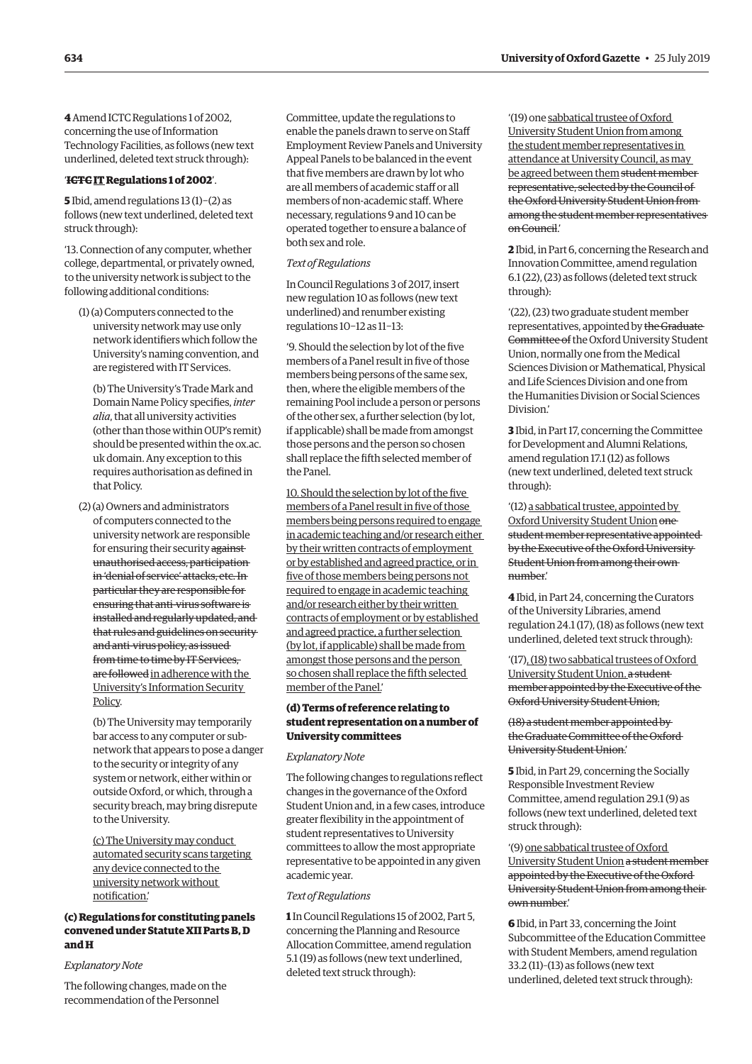**4** Amend ICTC Regulations 1 of 2002, concerning the use of Information Technology Facilities, as follows (new text underlined, deleted text struck through):

'~~ICTC~~ <u>IT</u> **Regulations 1 of 2002**'.

**5** Ibid, amend regulations 13 (1)–(2) as follows (new text underlined, deleted text struck through):

'13. Connection of any computer, whether college, departmental, or privately owned, to the university network is subject to the following additional conditions:

(1) (a) Computers connected to the university network may use only network identifiers which follow the University's naming convention, and are registered with IT Services.

(b) The University's Trade Mark and Domain Name Policy specifies, *inter alia*, that all university activities (other than those within OUP's remit) should be presented within the ox.ac.uk domain. Any exception to this requires authorisation as defined in that Policy.

(2) (a) Owners and administrators of computers connected to the university network are responsible for ensuring their security ~~against unauthorised access, participation in 'denial of service' attacks, etc. In particular they are responsible for ensuring that anti-virus software is installed and regularly updated, and that rules and guidelines on security and anti-virus policy, as issued from time to time by IT Services, are followed~~ <u>in adherence with the University's Information Security Policy</u>.

(b) The University may temporarily bar access to any computer or sub-network that appears to pose a danger to the security or integrity of any system or network, either within or outside Oxford, or which, through a security breach, may bring disrepute to the University.

<u>(c) The University may conduct automated security scans targeting any device connected to the university network without notification.</u>'

### (c) Regulations for constituting panels convened under Statute XII Parts B, D and H

*Explanatory Note*

The following changes, made on the recommendation of the Personnel Committee, update the regulations to enable the panels drawn to serve on Staff Employment Review Panels and University Appeal Panels to be balanced in the event that five members are drawn by lot who are all members of academic staff or all members of non-academic staff. Where necessary, regulations 9 and 10 can be operated together to ensure a balance of both sex and role.

*Text of Regulations*

In Council Regulations 3 of 2017, insert new regulation 10 as follows (new text underlined) and renumber existing regulations 10–12 as 11–13:

'9. Should the selection by lot of the five members of a Panel result in five of those members being persons of the same sex, then, where the eligible members of the remaining Pool include a person or persons of the other sex, a further selection (by lot, if applicable) shall be made from amongst those persons and the person so chosen shall replace the fifth selected member of the Panel.

<u>10. Should the selection by lot of the five members of a Panel result in five of those members being persons required to engage in academic teaching and/or research either by their written contracts of employment or by established and agreed practice, or in five of those members being persons not required to engage in academic teaching and/or research either by their written contracts of employment or by established and agreed practice, a further selection (by lot, if applicable) shall be made from amongst those persons and the person so chosen shall replace the fifth selected member of the Panel.</u>'

### (d) Terms of reference relating to student representation on a number of University committees

*Explanatory Note*

The following changes to regulations reflect changes in the governance of the Oxford Student Union and, in a few cases, introduce greater flexibility in the appointment of student representatives to University committees to allow the most appropriate representative to be appointed in any given academic year.

*Text of Regulations*

**1** In Council Regulations 15 of 2002, Part 5, concerning the Planning and Resource Allocation Committee, amend regulation 5.1 (19) as follows (new text underlined, deleted text struck through):

'(19) one <u>sabbatical trustee of Oxford University Student Union from among the student member representatives in attendance at University Council, as may be agreed between them</u> ~~student member representative, selected by the Council of the Oxford University Student Union from among the student member representatives on Council~~.'

**2** Ibid, in Part 6, concerning the Research and Innovation Committee, amend regulation 6.1 (22), (23) as follows (deleted text struck through):

'(22), (23) two graduate student member representatives, appointed by ~~the Graduate Committee of~~ the Oxford University Student Union, normally one from the Medical Sciences Division or Mathematical, Physical and Life Sciences Division and one from the Humanities Division or Social Sciences Division.'

**3** Ibid, in Part 17, concerning the Committee for Development and Alumni Relations, amend regulation 17.1 (12) as follows (new text underlined, deleted text struck through):

'(12) <u>a sabbatical trustee, appointed by Oxford University Student Union</u> ~~one student member representative appointed by the Executive of the Oxford University Student Union from among their own number~~.'

**4** Ibid, in Part 24, concerning the Curators of the University Libraries, amend regulation 24.1 (17), (18) as follows (new text underlined, deleted text struck through):

'(17)<u>, (18) two sabbatical trustees of Oxford University Student Union.</u> ~~a student member appointed by the Executive of the Oxford University Student Union;~~

~~(18) a student member appointed by the Graduate Committee of the Oxford University Student Union.~~'

**5** Ibid, in Part 29, concerning the Socially Responsible Investment Review Committee, amend regulation 29.1 (9) as follows (new text underlined, deleted text struck through):

'(9) <u>one sabbatical trustee of Oxford University Student Union</u> ~~a student member appointed by the Executive of the Oxford University Student Union from among their own number~~.'

**6** Ibid, in Part 33, concerning the Joint Subcommittee of the Education Committee with Student Members, amend regulation 33.2 (11)–(13) as follows (new text underlined, deleted text struck through):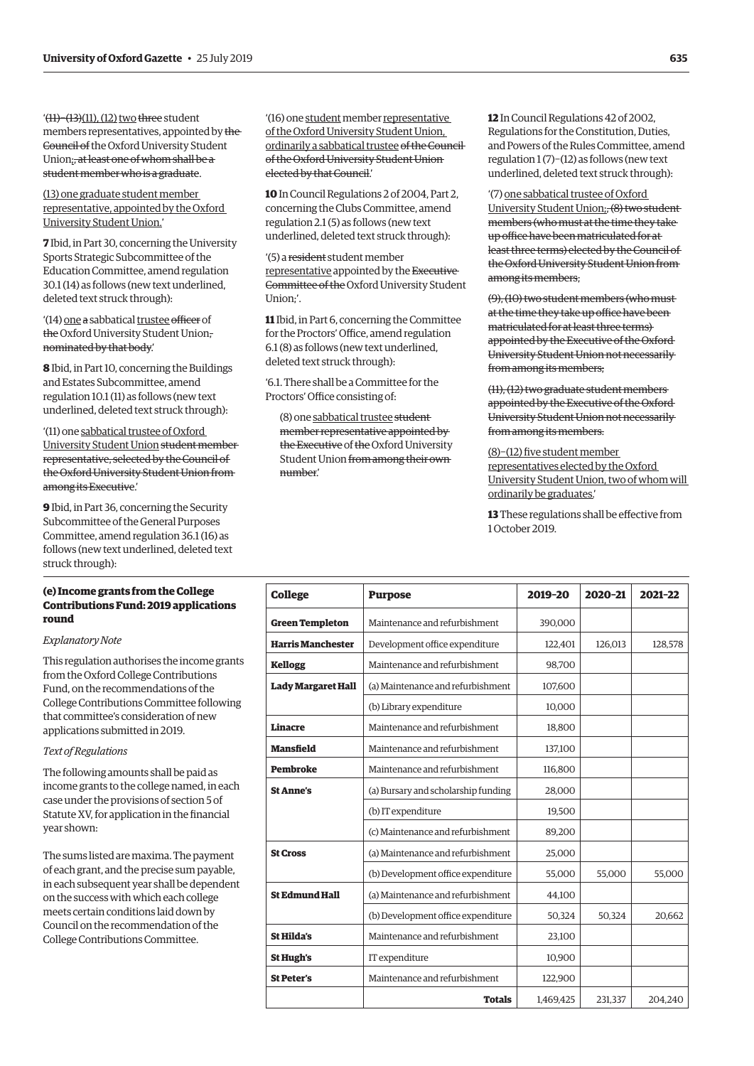'(11)–(13)(11), (12) two three student members representatives, appointed by the Council of the Oxford University Student Union;, at least one of whom shall be a student member who is a graduate.

(13) one graduate student member representative, appointed by the Oxford University Student Union.'

**7** Ibid, in Part 30, concerning the University Sports Strategic Subcommittee of the Education Committee, amend regulation 30.1 (14) as follows (new text underlined, deleted text struck through):

'(14) one a sabbatical trustee officer of the Oxford University Student Union, nominated by that body.'

**8** Ibid, in Part 10, concerning the Buildings and Estates Subcommittee, amend regulation 10.1 (11) as follows (new text underlined, deleted text struck through):

'(11) one sabbatical trustee of Oxford University Student Union student member representative, selected by the Council of the Oxford University Student Union from among its Executive.'

**9** Ibid, in Part 36, concerning the Security Subcommittee of the General Purposes Committee, amend regulation 36.1 (16) as follows (new text underlined, deleted text struck through):

'(16) one student member representative of the Oxford University Student Union, ordinarily a sabbatical trustee of the Council of the Oxford University Student Union elected by that Council.'

**10** In Council Regulations 2 of 2004, Part 2, concerning the Clubs Committee, amend regulation 2.1 (5) as follows (new text underlined, deleted text struck through):

'(5) a resident student member representative appointed by the Executive Committee of the Oxford University Student Union;'.

**11** Ibid, in Part 6, concerning the Committee for the Proctors' Office, amend regulation 6.1 (8) as follows (new text underlined, deleted text struck through):

'6.1. There shall be a Committee for the Proctors' Office consisting of:

(8) one sabbatical trustee student member representative appointed by the Executive of the Oxford University Student Union from among their own number.'

**12** In Council Regulations 42 of 2002, Regulations for the Constitution, Duties, and Powers of the Rules Committee, amend regulation 1 (7)–(12) as follows (new text underlined, deleted text struck through):

'(7) one sabbatical trustee of Oxford University Student Union;, (8) two student members (who must at the time they take up office have been matriculated for at least three terms) elected by the Council of the Oxford University Student Union from among its members;

(9), (10) two student members (who must at the time they take up office have been matriculated for at least three terms) appointed by the Executive of the Oxford University Student Union not necessarily from among its members;

(11), (12) two graduate student members appointed by the Executive of the Oxford University Student Union not necessarily from among its members.

(8)–(12) five student member representatives elected by the Oxford University Student Union, two of whom will ordinarily be graduates.'

**13** These regulations shall be effective from 1 October 2019.

### (e) Income grants from the College Contributions Fund: 2019 applications round

*Explanatory Note*

This regulation authorises the income grants from the Oxford College Contributions Fund, on the recommendations of the College Contributions Committee following that committee's consideration of new applications submitted in 2019.

*Text of Regulations*

The following amounts shall be paid as income grants to the college named, in each case under the provisions of section 5 of Statute XV, for application in the financial year shown:

The sums listed are maxima. The payment of each grant, and the precise sum payable, in each subsequent year shall be dependent on the success with which each college meets certain conditions laid down by Council on the recommendation of the College Contributions Committee.

| College | Purpose | 2019–20 | 2020–21 | 2021–22 |
|---|---|---|---|---|
| **Green Templeton** | Maintenance and refurbishment | 390,000 | | |
| **Harris Manchester** | Development office expenditure | 122,401 | 126,013 | 128,578 |
| **Kellogg** | Maintenance and refurbishment | 98,700 | | |
| **Lady Margaret Hall** | (a) Maintenance and refurbishment | 107,600 | | |
| | (b) Library expenditure | 10,000 | | |
| **Linacre** | Maintenance and refurbishment | 18,800 | | |
| **Mansfield** | Maintenance and refurbishment | 137,100 | | |
| **Pembroke** | Maintenance and refurbishment | 116,800 | | |
| **St Anne's** | (a) Bursary and scholarship funding | 28,000 | | |
| | (b) IT expenditure | 19,500 | | |
| | (c) Maintenance and refurbishment | 89,200 | | |
| **St Cross** | (a) Maintenance and refurbishment | 25,000 | | |
| | (b) Development office expenditure | 55,000 | 55,000 | 55,000 |
| **St Edmund Hall** | (a) Maintenance and refurbishment | 44,100 | | |
| | (b) Development office expenditure | 50,324 | 50,324 | 20,662 |
| **St Hilda's** | Maintenance and refurbishment | 23,100 | | |
| **St Hugh's** | IT expenditure | 10,900 | | |
| **St Peter's** | Maintenance and refurbishment | 122,900 | | |
| | **Totals** | 1,469,425 | 231,337 | 204,240 |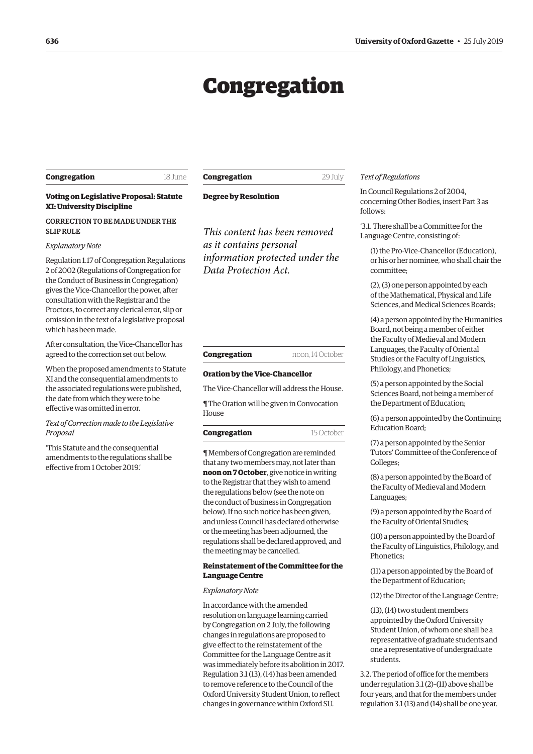# Congregation

**Congregation** 18 June

### Voting on Legislative Proposal: Statute XI: University Discipline

CORRECTION TO BE MADE UNDER THE SLIP RULE

*Explanatory Note*

Regulation 1.17 of Congregation Regulations 2 of 2002 (Regulations of Congregation for the Conduct of Business in Congregation) gives the Vice-Chancellor the power, after consultation with the Registrar and the Proctors, to correct any clerical error, slip or omission in the text of a legislative proposal which has been made.

After consultation, the Vice-Chancellor has agreed to the correction set out below.

When the proposed amendments to Statute XI and the consequential amendments to the associated regulations were published, the date from which they were to be effective was omitted in error.

*Text of Correction made to the Legislative Proposal*

'This Statute and the consequential amendments to the regulations shall be effective from 1 October 2019.'

**Congregation** 29 July

### Degree by Resolution

*This content has been removed as it contains personal information protected under the Data Protection Act.*

**Congregation** noon, 14 October

### Oration by the Vice-Chancellor

The Vice-Chancellor will address the House.

¶ The Oration will be given in Convocation House

**Congregation** 15 October

¶ Members of Congregation are reminded that any two members may, not later than **noon on 7 October**, give notice in writing to the Registrar that they wish to amend the regulations below (see the note on the conduct of business in Congregation below). If no such notice has been given, and unless Council has declared otherwise or the meeting has been adjourned, the regulations shall be declared approved, and the meeting may be cancelled.

### Reinstatement of the Committee for the Language Centre

*Explanatory Note*

In accordance with the amended resolution on language learning carried by Congregation on 2 July, the following changes in regulations are proposed to give effect to the reinstatement of the Committee for the Language Centre as it was immediately before its abolition in 2017. Regulation 3.1 (13), (14) has been amended to remove reference to the Council of the Oxford University Student Union, to reflect changes in governance within Oxford SU.

*Text of Regulations*

In Council Regulations 2 of 2004, concerning Other Bodies, insert Part 3 as follows:

'3.1. There shall be a Committee for the Language Centre, consisting of:

(1) the Pro-Vice-Chancellor (Education), or his or her nominee, who shall chair the committee;

(2), (3) one person appointed by each of the Mathematical, Physical and Life Sciences, and Medical Sciences Boards;

(4) a person appointed by the Humanities Board, not being a member of either the Faculty of Medieval and Modern Languages, the Faculty of Oriental Studies or the Faculty of Linguistics, Philology, and Phonetics;

(5) a person appointed by the Social Sciences Board, not being a member of the Department of Education;

(6) a person appointed by the Continuing Education Board;

(7) a person appointed by the Senior Tutors' Committee of the Conference of Colleges;

(8) a person appointed by the Board of the Faculty of Medieval and Modern Languages;

(9) a person appointed by the Board of the Faculty of Oriental Studies;

(10) a person appointed by the Board of the Faculty of Linguistics, Philology, and Phonetics;

(11) a person appointed by the Board of the Department of Education;

(12) the Director of the Language Centre;

(13), (14) two student members appointed by the Oxford University Student Union, of whom one shall be a representative of graduate students and one a representative of undergraduate students.

3.2. The period of office for the members under regulation 3.1 (2)–(11) above shall be four years, and that for the members under regulation 3.1 (13) and (14) shall be one year.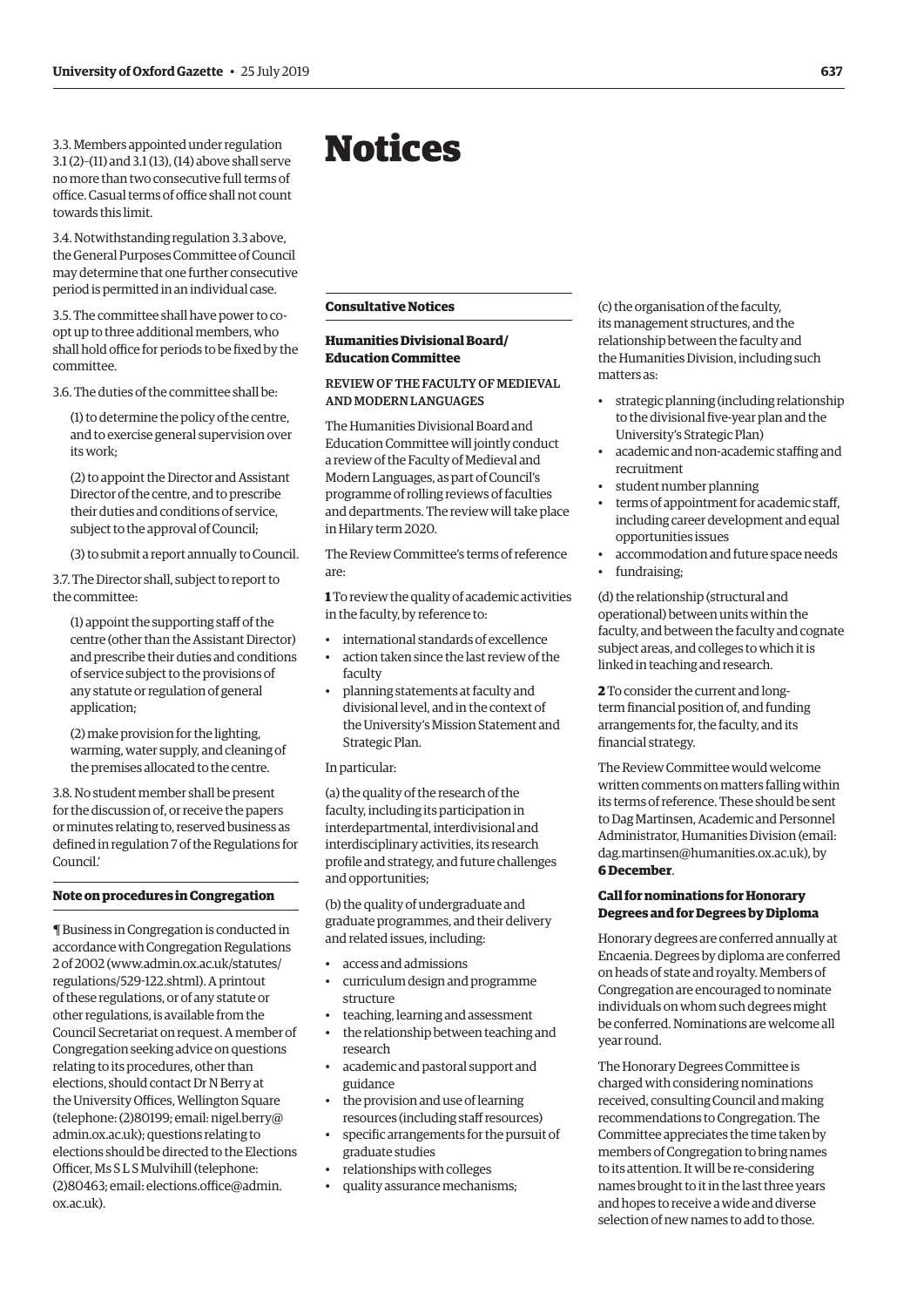3.3. Members appointed under regulation 3.1 (2)–(11) and 3.1 (13), (14) above shall serve no more than two consecutive full terms of office. Casual terms of office shall not count towards this limit.

3.4. Notwithstanding regulation 3.3 above, the General Purposes Committee of Council may determine that one further consecutive period is permitted in an individual case.

3.5. The committee shall have power to co-opt up to three additional members, who shall hold office for periods to be fixed by the committee.

3.6. The duties of the committee shall be:

(1) to determine the policy of the centre, and to exercise general supervision over its work;

(2) to appoint the Director and Assistant Director of the centre, and to prescribe their duties and conditions of service, subject to the approval of Council;

(3) to submit a report annually to Council.

3.7. The Director shall, subject to report to the committee:

(1) appoint the supporting staff of the centre (other than the Assistant Director) and prescribe their duties and conditions of service subject to the provisions of any statute or regulation of general application;

(2) make provision for the lighting, warming, water supply, and cleaning of the premises allocated to the centre.

3.8. No student member shall be present for the discussion of, or receive the papers or minutes relating to, reserved business as defined in regulation 7 of the Regulations for Council.'

### Note on procedures in Congregation

¶ Business in Congregation is conducted in accordance with Congregation Regulations 2 of 2002 (www.admin.ox.ac.uk/statutes/regulations/529-122.shtml). A printout of these regulations, or of any statute or other regulations, is available from the Council Secretariat on request. A member of Congregation seeking advice on questions relating to its procedures, other than elections, should contact Dr N Berry at the University Offices, Wellington Square (telephone: (2)80199; email: nigel.berry@admin.ox.ac.uk); questions relating to elections should be directed to the Elections Officer, Ms S L S Mulvihill (telephone: (2)80463; email: elections.office@admin.ox.ac.uk).

# Notices

## Consultative Notices

### Humanities Divisional Board/ Education Committee

REVIEW OF THE FACULTY OF MEDIEVAL AND MODERN LANGUAGES

The Humanities Divisional Board and Education Committee will jointly conduct a review of the Faculty of Medieval and Modern Languages, as part of Council's programme of rolling reviews of faculties and departments. The review will take place in Hilary term 2020.

The Review Committee's terms of reference are:

**1** To review the quality of academic activities in the faculty, by reference to:

- international standards of excellence
- action taken since the last review of the faculty
- planning statements at faculty and divisional level, and in the context of the University's Mission Statement and Strategic Plan.

In particular:

(a) the quality of the research of the faculty, including its participation in interdepartmental, interdivisional and interdisciplinary activities, its research profile and strategy, and future challenges and opportunities;

(b) the quality of undergraduate and graduate programmes, and their delivery and related issues, including:

- access and admissions
- curriculum design and programme structure
- teaching, learning and assessment
- the relationship between teaching and research
- academic and pastoral support and guidance
- the provision and use of learning resources (including staff resources)
- specific arrangements for the pursuit of graduate studies
- relationships with colleges
- quality assurance mechanisms;

(c) the organisation of the faculty, its management structures, and the relationship between the faculty and the Humanities Division, including such matters as:

- strategic planning (including relationship to the divisional five-year plan and the University's Strategic Plan)
- academic and non-academic staffing and recruitment
- student number planning
- terms of appointment for academic staff, including career development and equal opportunities issues
- accommodation and future space needs
- fundraising;

(d) the relationship (structural and operational) between units within the faculty, and between the faculty and cognate subject areas, and colleges to which it is linked in teaching and research.

**2** To consider the current and long-term financial position of, and funding arrangements for, the faculty, and its financial strategy.

The Review Committee would welcome written comments on matters falling within its terms of reference. These should be sent to Dag Martinsen, Academic and Personnel Administrator, Humanities Division (email: dag.martinsen@humanities.ox.ac.uk), by **6 December**.

### Call for nominations for Honorary Degrees and for Degrees by Diploma

Honorary degrees are conferred annually at Encaenia. Degrees by diploma are conferred on heads of state and royalty. Members of Congregation are encouraged to nominate individuals on whom such degrees might be conferred. Nominations are welcome all year round.

The Honorary Degrees Committee is charged with considering nominations received, consulting Council and making recommendations to Congregation. The Committee appreciates the time taken by members of Congregation to bring names to its attention. It will be re-considering names brought to it in the last three years and hopes to receive a wide and diverse selection of new names to add to those.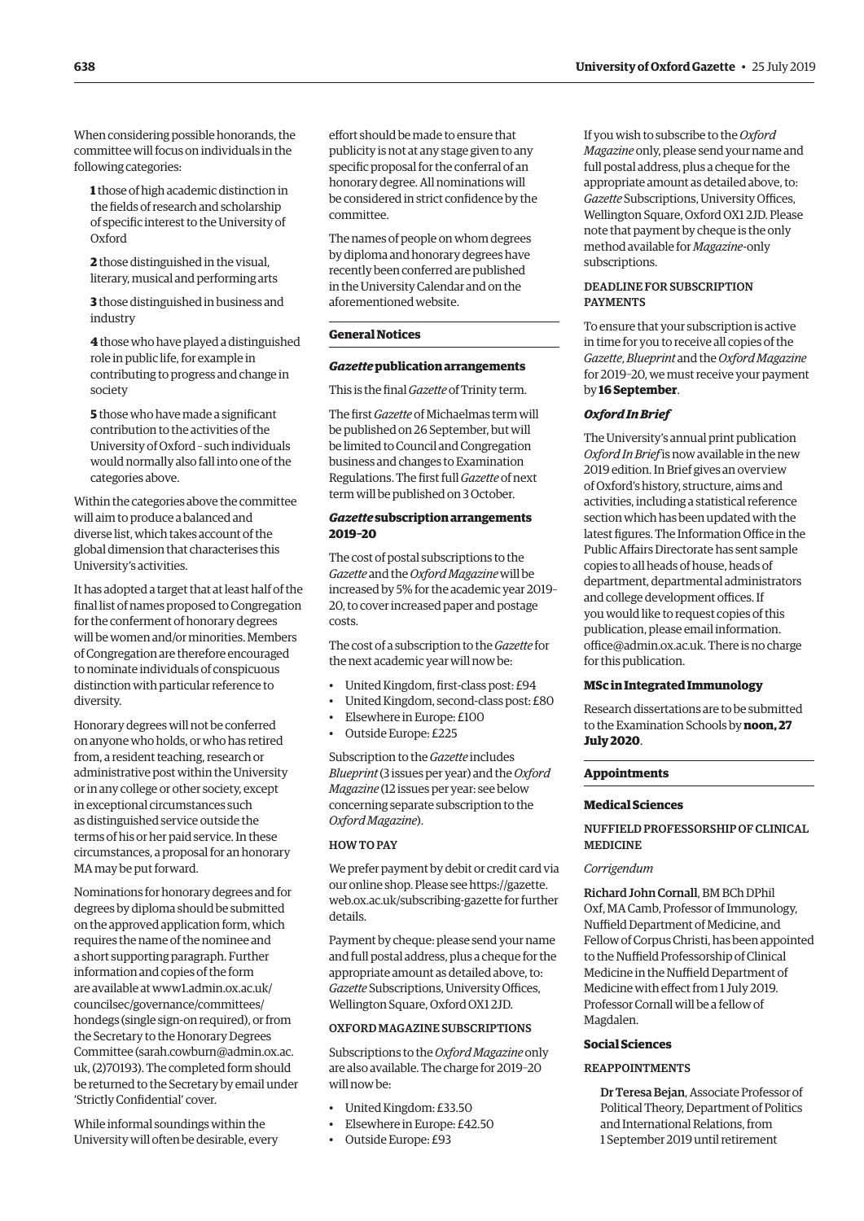When considering possible honorands, the committee will focus on individuals in the following categories:

**1** those of high academic distinction in the fields of research and scholarship of specific interest to the University of Oxford

**2** those distinguished in the visual, literary, musical and performing arts

**3** those distinguished in business and industry

**4** those who have played a distinguished role in public life, for example in contributing to progress and change in society

**5** those who have made a significant contribution to the activities of the University of Oxford – such individuals would normally also fall into one of the categories above.

Within the categories above the committee will aim to produce a balanced and diverse list, which takes account of the global dimension that characterises this University's activities.

It has adopted a target that at least half of the final list of names proposed to Congregation for the conferment of honorary degrees will be women and/or minorities. Members of Congregation are therefore encouraged to nominate individuals of conspicuous distinction with particular reference to diversity.

Honorary degrees will not be conferred on anyone who holds, or who has retired from, a resident teaching, research or administrative post within the University or in any college or other society, except in exceptional circumstances such as distinguished service outside the terms of his or her paid service. In these circumstances, a proposal for an honorary MA may be put forward.

Nominations for honorary degrees and for degrees by diploma should be submitted on the approved application form, which requires the name of the nominee and a short supporting paragraph. Further information and copies of the form are available at www1.admin.ox.ac.uk/councilsec/governance/committees/hondegs (single sign-on required), or from the Secretary to the Honorary Degrees Committee (sarah.cowburn@admin.ox.ac.uk, (2)70193). The completed form should be returned to the Secretary by email under 'Strictly Confidential' cover.

While informal soundings within the University will often be desirable, every effort should be made to ensure that publicity is not at any stage given to any specific proposal for the conferral of an honorary degree. All nominations will be considered in strict confidence by the committee.

The names of people on whom degrees by diploma and honorary degrees have recently been conferred are published in the University Calendar and on the aforementioned website.

## General Notices

### *Gazette* publication arrangements

This is the final *Gazette* of Trinity term.

The first *Gazette* of Michaelmas term will be published on 26 September, but will be limited to Council and Congregation business and changes to Examination Regulations. The first full *Gazette* of next term will be published on 3 October.

### *Gazette* subscription arrangements 2019–20

The cost of postal subscriptions to the *Gazette* and the *Oxford Magazine* will be increased by 5% for the academic year 2019–20, to cover increased paper and postage costs.

The cost of a subscription to the *Gazette* for the next academic year will now be:

- United Kingdom, first-class post: £94
- United Kingdom, second-class post: £80
- Elsewhere in Europe: £100
- Outside Europe: £225

Subscription to the *Gazette* includes *Blueprint* (3 issues per year) and the *Oxford Magazine* (12 issues per year: see below concerning separate subscription to the *Oxford Magazine*).

HOW TO PAY

We prefer payment by debit or credit card via our online shop. Please see https://gazette.web.ox.ac.uk/subscribing-gazette for further details.

Payment by cheque: please send your name and full postal address, plus a cheque for the appropriate amount as detailed above, to: *Gazette* Subscriptions, University Offices, Wellington Square, Oxford OX1 2JD.

OXFORD MAGAZINE SUBSCRIPTIONS

Subscriptions to the *Oxford Magazine* only are also available. The charge for 2019–20 will now be:

- United Kingdom: £33.50
- Elsewhere in Europe: £42.50
- Outside Europe: £93

If you wish to subscribe to the *Oxford Magazine* only, please send your name and full postal address, plus a cheque for the appropriate amount as detailed above, to: *Gazette* Subscriptions, University Offices, Wellington Square, Oxford OX1 2JD. Please note that payment by cheque is the only method available for *Magazine*-only subscriptions.

DEADLINE FOR SUBSCRIPTION PAYMENTS

To ensure that your subscription is active in time for you to receive all copies of the *Gazette*, *Blueprint* and the *Oxford Magazine* for 2019–20, we must receive your payment by **16 September**.

### *Oxford In Brief*

The University's annual print publication *Oxford In Brief* is now available in the new 2019 edition. In Brief gives an overview of Oxford's history, structure, aims and activities, including a statistical reference section which has been updated with the latest figures. The Information Office in the Public Affairs Directorate has sent sample copies to all heads of house, heads of department, departmental administrators and college development offices. If you would like to request copies of this publication, please email information.office@admin.ox.ac.uk. There is no charge for this publication.

### MSc in Integrated Immunology

Research dissertations are to be submitted to the Examination Schools by **noon, 27 July 2020**.

## Appointments

### Medical Sciences

NUFFIELD PROFESSORSHIP OF CLINICAL MEDICINE

*Corrigendum*

Richard John Cornall, BM BCh DPhil Oxf, MA Camb, Professor of Immunology, Nuffield Department of Medicine, and Fellow of Corpus Christi, has been appointed to the Nuffield Professorship of Clinical Medicine in the Nuffield Department of Medicine with effect from 1 July 2019. Professor Cornall will be a fellow of Magdalen.

### Social Sciences

REAPPOINTMENTS

Dr Teresa Bejan, Associate Professor of Political Theory, Department of Politics and International Relations, from 1 September 2019 until retirement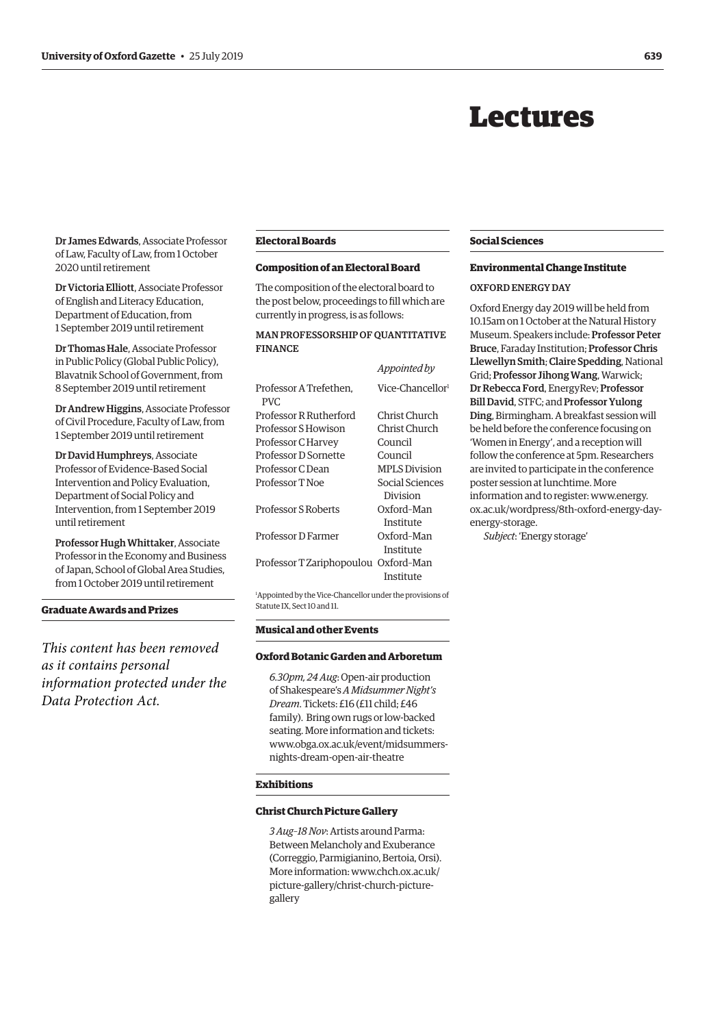# Lectures

**Dr James Edwards**, Associate Professor of Law, Faculty of Law, from 1 October 2020 until retirement

**Dr Victoria Elliott**, Associate Professor of English and Literacy Education, Department of Education, from 1 September 2019 until retirement

**Dr Thomas Hale**, Associate Professor in Public Policy (Global Public Policy), Blavatnik School of Government, from 8 September 2019 until retirement

**Dr Andrew Higgins**, Associate Professor of Civil Procedure, Faculty of Law, from 1 September 2019 until retirement

**Dr David Humphreys**, Associate Professor of Evidence-Based Social Intervention and Policy Evaluation, Department of Social Policy and Intervention, from 1 September 2019 until retirement

**Professor Hugh Whittaker**, Associate Professor in the Economy and Business of Japan, School of Global Area Studies, from 1 October 2019 until retirement

## Graduate Awards and Prizes

*This content has been removed as it contains personal information protected under the Data Protection Act.*

## Electoral Boards

### Composition of an Electoral Board

The composition of the electoral board to the post below, proceedings to fill which are currently in progress, is as follows:

MAN PROFESSORSHIP OF QUANTITATIVE FINANCE

| | *Appointed by* |
|---|---|
| Professor A Trefethen, PVC | Vice-Chancellor[1] |
| Professor R Rutherford | Christ Church |
| Professor S Howison | Christ Church |
| Professor C Harvey | Council |
| Professor D Sornette | Council |
| Professor C Dean | MPLS Division |
| Professor T Noe | Social Sciences Division |
| Professor S Roberts | Oxford–Man Institute |
| Professor D Farmer | Oxford–Man Institute |
| Professor T Zariphopoulou | Oxford–Man Institute |

[1]Appointed by the Vice-Chancellor under the provisions of Statute IX, Sect 10 and 11.

## Musical and other Events

### Oxford Botanic Garden and Arboretum

*6.30pm, 24 Aug*: Open-air production of Shakespeare's *A Midsummer Night's Dream*. Tickets: £16 (£11 child; £46 family). Bring own rugs or low-backed seating. More information and tickets: www.obga.ox.ac.uk/event/midsummers-nights-dream-open-air-theatre

## Exhibitions

### Christ Church Picture Gallery

*3 Aug–18 Nov*: Artists around Parma: Between Melancholy and Exuberance (Correggio, Parmigianino, Bertoia, Orsi). More information: www.chch.ox.ac.uk/picture-gallery/christ-church-picture-gallery

## Social Sciences

### Environmental Change Institute

OXFORD ENERGY DAY

Oxford Energy day 2019 will be held from 10.15am on 1 October at the Natural History Museum. Speakers include: **Professor Peter Bruce**, Faraday Institution; **Professor Chris Llewellyn Smith**; **Claire Spedding**, National Grid; **Professor Jihong Wang**, Warwick; **Dr Rebecca Ford**, EnergyRev; **Professor Bill David**, STFC; and **Professor Yulong Ding**, Birmingham. A breakfast session will be held before the conference focusing on 'Women in Energy', and a reception will follow the conference at 5pm. Researchers are invited to participate in the conference poster session at lunchtime. More information and to register: www.energy.ox.ac.uk/wordpress/8th-oxford-energy-day-energy-storage.

*Subject*: 'Energy storage'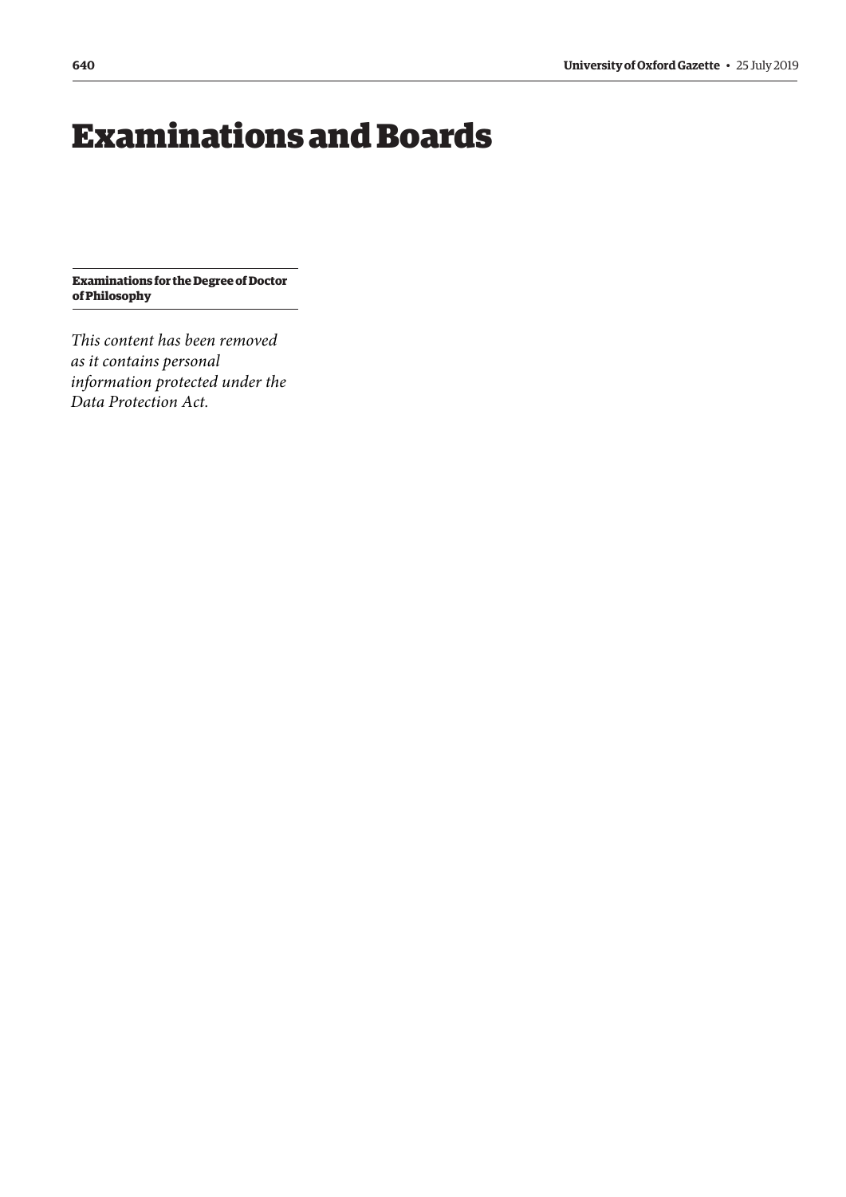# Examinations and Boards

**Examinations for the Degree of Doctor of Philosophy**

*This content has been removed as it contains personal information protected under the Data Protection Act.*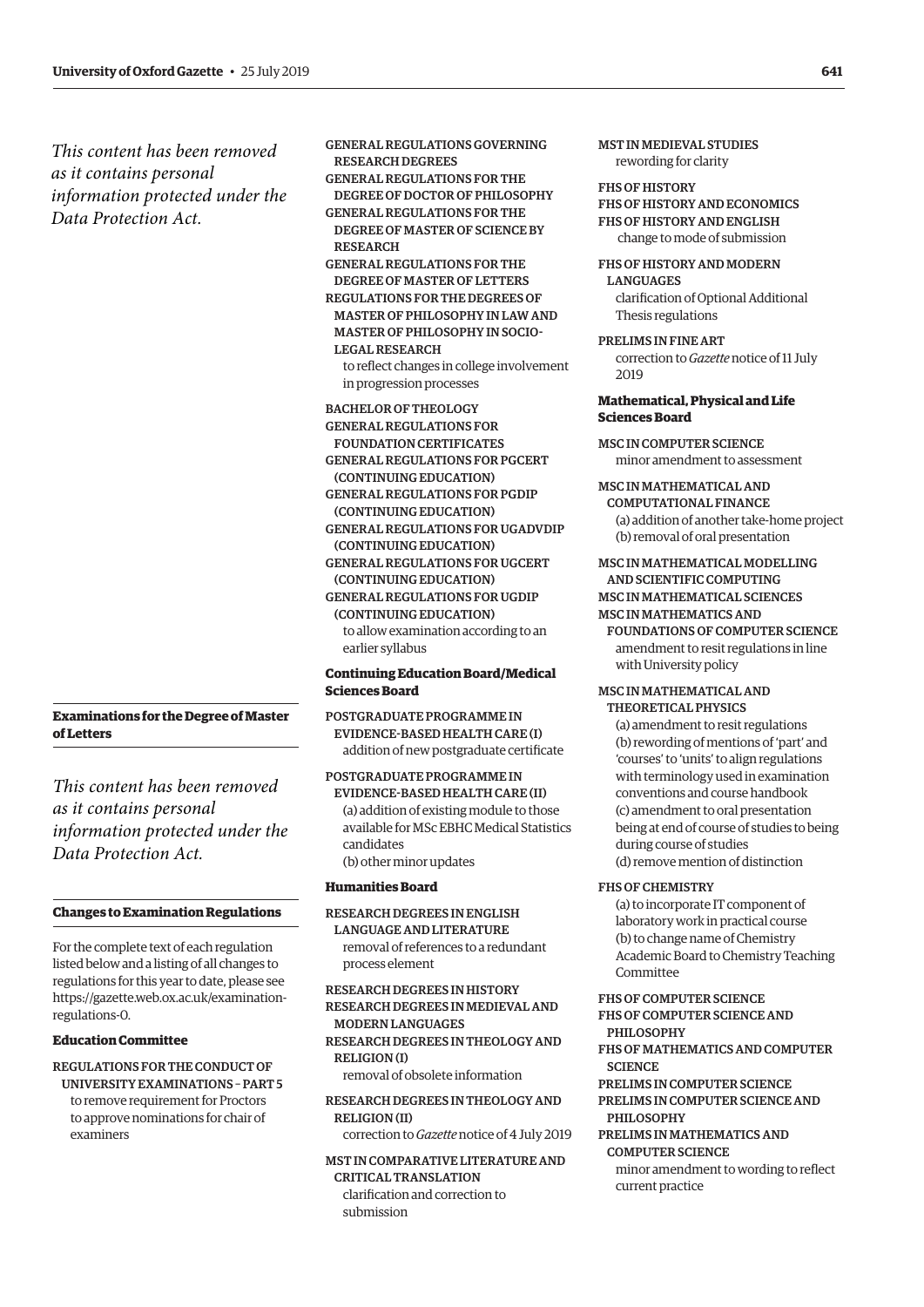*This content has been removed as it contains personal information protected under the Data Protection Act.*

### Examinations for the Degree of Master of Letters

*This content has been removed as it contains personal information protected under the Data Protection Act.*

### Changes to Examination Regulations

For the complete text of each regulation listed below and a listing of all changes to regulations for this year to date, please see https://gazette.web.ox.ac.uk/examination-regulations-0.

#### Education Committee

REGULATIONS FOR THE CONDUCT OF UNIVERSITY EXAMINATIONS – PART 5
to remove requirement for Proctors to approve nominations for chair of examiners

GENERAL REGULATIONS GOVERNING RESEARCH DEGREES
GENERAL REGULATIONS FOR THE DEGREE OF DOCTOR OF PHILOSOPHY
GENERAL REGULATIONS FOR THE DEGREE OF MASTER OF SCIENCE BY RESEARCH
GENERAL REGULATIONS FOR THE DEGREE OF MASTER OF LETTERS
REGULATIONS FOR THE DEGREES OF MASTER OF PHILOSOPHY IN LAW AND MASTER OF PHILOSOPHY IN SOCIO-LEGAL RESEARCH
to reflect changes in college involvement in progression processes

BACHELOR OF THEOLOGY
GENERAL REGULATIONS FOR FOUNDATION CERTIFICATES
GENERAL REGULATIONS FOR PGCERT (CONTINUING EDUCATION)
GENERAL REGULATIONS FOR PGDIP (CONTINUING EDUCATION)
GENERAL REGULATIONS FOR UGADVDIP (CONTINUING EDUCATION)
GENERAL REGULATIONS FOR UGCERT (CONTINUING EDUCATION)
GENERAL REGULATIONS FOR UGDIP (CONTINUING EDUCATION)
to allow examination according to an earlier syllabus

#### Continuing Education Board/Medical Sciences Board

POSTGRADUATE PROGRAMME IN EVIDENCE-BASED HEALTH CARE (I)
addition of new postgraduate certificate

POSTGRADUATE PROGRAMME IN EVIDENCE-BASED HEALTH CARE (II)
(a) addition of existing module to those available for MSc EBHC Medical Statistics candidates
(b) other minor updates

#### Humanities Board

RESEARCH DEGREES IN ENGLISH LANGUAGE AND LITERATURE
removal of references to a redundant process element

RESEARCH DEGREES IN HISTORY
RESEARCH DEGREES IN MEDIEVAL AND MODERN LANGUAGES
RESEARCH DEGREES IN THEOLOGY AND RELIGION (I)
removal of obsolete information

RESEARCH DEGREES IN THEOLOGY AND RELIGION (II)
correction to *Gazette* notice of 4 July 2019

MST IN COMPARATIVE LITERATURE AND CRITICAL TRANSLATION
clarification and correction to submission

MST IN MEDIEVAL STUDIES
rewording for clarity

FHS OF HISTORY
FHS OF HISTORY AND ECONOMICS
FHS OF HISTORY AND ENGLISH
change to mode of submission

FHS OF HISTORY AND MODERN LANGUAGES
clarification of Optional Additional Thesis regulations

PRELIMS IN FINE ART
correction to *Gazette* notice of 11 July 2019

#### Mathematical, Physical and Life Sciences Board

MSC IN COMPUTER SCIENCE
minor amendment to assessment

MSC IN MATHEMATICAL AND COMPUTATIONAL FINANCE
(a) addition of another take-home project
(b) removal of oral presentation

MSC IN MATHEMATICAL MODELLING AND SCIENTIFIC COMPUTING
MSC IN MATHEMATICAL SCIENCES
MSC IN MATHEMATICS AND FOUNDATIONS OF COMPUTER SCIENCE
amendment to resit regulations in line with University policy

MSC IN MATHEMATICAL AND THEORETICAL PHYSICS
(a) amendment to resit regulations
(b) rewording of mentions of 'part' and 'courses' to 'units' to align regulations with terminology used in examination conventions and course handbook
(c) amendment to oral presentation being at end of course of studies to being during course of studies
(d) remove mention of distinction

FHS OF CHEMISTRY
(a) to incorporate IT component of laboratory work in practical course
(b) to change name of Chemistry Academic Board to Chemistry Teaching Committee

FHS OF COMPUTER SCIENCE
FHS OF COMPUTER SCIENCE AND PHILOSOPHY
FHS OF MATHEMATICS AND COMPUTER SCIENCE
PRELIMS IN COMPUTER SCIENCE
PRELIMS IN COMPUTER SCIENCE AND PHILOSOPHY
PRELIMS IN MATHEMATICS AND COMPUTER SCIENCE
minor amendment to wording to reflect current practice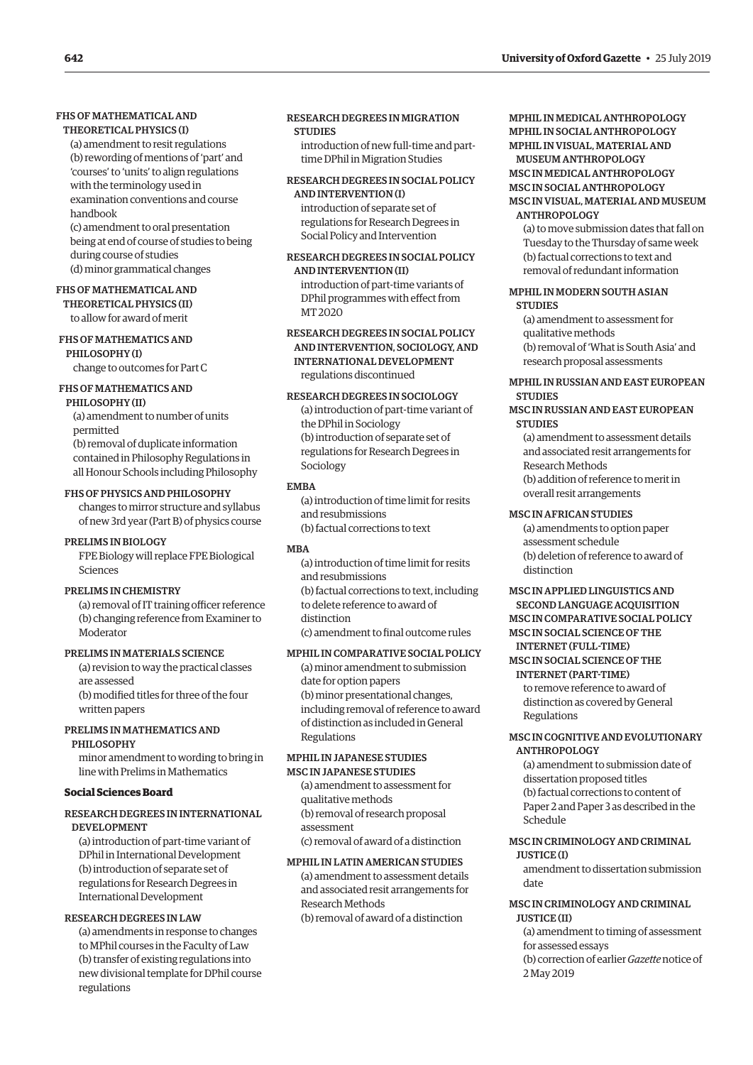FHS OF MATHEMATICAL AND THEORETICAL PHYSICS (I)

(a) amendment to resit regulations
(b) rewording of mentions of 'part' and 'courses' to 'units' to align regulations with the terminology used in examination conventions and course handbook
(c) amendment to oral presentation being at end of course of studies to being during course of studies
(d) minor grammatical changes

FHS OF MATHEMATICAL AND THEORETICAL PHYSICS (II)

to allow for award of merit

FHS OF MATHEMATICS AND PHILOSOPHY (I)

change to outcomes for Part C

FHS OF MATHEMATICS AND PHILOSOPHY (II)

(a) amendment to number of units permitted
(b) removal of duplicate information contained in Philosophy Regulations in all Honour Schools including Philosophy

FHS OF PHYSICS AND PHILOSOPHY

changes to mirror structure and syllabus of new 3rd year (Part B) of physics course

PRELIMS IN BIOLOGY

FPE Biology will replace FPE Biological Sciences

PRELIMS IN CHEMISTRY

(a) removal of IT training officer reference
(b) changing reference from Examiner to Moderator

PRELIMS IN MATERIALS SCIENCE

(a) revision to way the practical classes are assessed
(b) modified titles for three of the four written papers

PRELIMS IN MATHEMATICS AND PHILOSOPHY

minor amendment to wording to bring in line with Prelims in Mathematics

**Social Sciences Board**

RESEARCH DEGREES IN INTERNATIONAL DEVELOPMENT

(a) introduction of part-time variant of DPhil in International Development
(b) introduction of separate set of regulations for Research Degrees in International Development

RESEARCH DEGREES IN LAW

(a) amendments in response to changes to MPhil courses in the Faculty of Law
(b) transfer of existing regulations into new divisional template for DPhil course regulations

RESEARCH DEGREES IN MIGRATION STUDIES

introduction of new full-time and part-time DPhil in Migration Studies

RESEARCH DEGREES IN SOCIAL POLICY AND INTERVENTION (I)

introduction of separate set of regulations for Research Degrees in Social Policy and Intervention

RESEARCH DEGREES IN SOCIAL POLICY AND INTERVENTION (II)

introduction of part-time variants of DPhil programmes with effect from MT 2020

RESEARCH DEGREES IN SOCIAL POLICY AND INTERVENTION, SOCIOLOGY, AND INTERNATIONAL DEVELOPMENT

regulations discontinued

RESEARCH DEGREES IN SOCIOLOGY

(a) introduction of part-time variant of the DPhil in Sociology
(b) introduction of separate set of regulations for Research Degrees in Sociology

EMBA

(a) introduction of time limit for resits and resubmissions
(b) factual corrections to text

MBA

(a) introduction of time limit for resits and resubmissions
(b) factual corrections to text, including to delete reference to award of distinction
(c) amendment to final outcome rules

MPHIL IN COMPARATIVE SOCIAL POLICY

(a) minor amendment to submission date for option papers
(b) minor presentational changes, including removal of reference to award of distinction as included in General Regulations

MPHIL IN JAPANESE STUDIES
MSC IN JAPANESE STUDIES

(a) amendment to assessment for qualitative methods
(b) removal of research proposal assessment
(c) removal of award of a distinction

MPHIL IN LATIN AMERICAN STUDIES

(a) amendment to assessment details and associated resit arrangements for Research Methods
(b) removal of award of a distinction

MPHIL IN MEDICAL ANTHROPOLOGY
MPHIL IN SOCIAL ANTHROPOLOGY
MPHIL IN VISUAL, MATERIAL AND MUSEUM ANTHROPOLOGY
MSC IN MEDICAL ANTHROPOLOGY
MSC IN SOCIAL ANTHROPOLOGY
MSC IN VISUAL, MATERIAL AND MUSEUM ANTHROPOLOGY

(a) to move submission dates that fall on Tuesday to the Thursday of same week
(b) factual corrections to text and removal of redundant information

MPHIL IN MODERN SOUTH ASIAN STUDIES

(a) amendment to assessment for qualitative methods
(b) removal of 'What is South Asia' and research proposal assessments

MPHIL IN RUSSIAN AND EAST EUROPEAN STUDIES
MSC IN RUSSIAN AND EAST EUROPEAN STUDIES

(a) amendment to assessment details and associated resit arrangements for Research Methods
(b) addition of reference to merit in overall resit arrangements

MSC IN AFRICAN STUDIES

(a) amendments to option paper assessment schedule
(b) deletion of reference to award of distinction

MSC IN APPLIED LINGUISTICS AND SECOND LANGUAGE ACQUISITION
MSC IN COMPARATIVE SOCIAL POLICY
MSC IN SOCIAL SCIENCE OF THE INTERNET (FULL-TIME)
MSC IN SOCIAL SCIENCE OF THE INTERNET (PART-TIME)

to remove reference to award of distinction as covered by General Regulations

MSC IN COGNITIVE AND EVOLUTIONARY ANTHROPOLOGY

(a) amendment to submission date of dissertation proposed titles
(b) factual corrections to content of Paper 2 and Paper 3 as described in the Schedule

MSC IN CRIMINOLOGY AND CRIMINAL JUSTICE (I)

amendment to dissertation submission date

MSC IN CRIMINOLOGY AND CRIMINAL JUSTICE (II)

(a) amendment to timing of assessment for assessed essays
(b) correction of earlier *Gazette* notice of 2 May 2019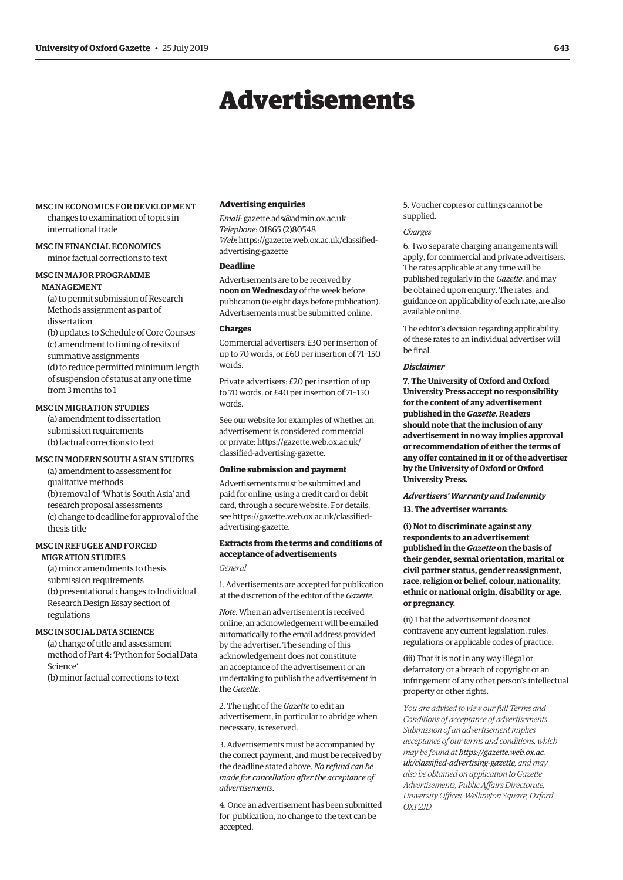# Advertisements

MSC IN ECONOMICS FOR DEVELOPMENT
changes to examination of topics in international trade

MSC IN FINANCIAL ECONOMICS
minor factual corrections to text

MSC IN MAJOR PROGRAMME MANAGEMENT
(a) to permit submission of Research Methods assignment as part of dissertation
(b) updates to Schedule of Core Courses
(c) amendment to timing of resits of summative assignments
(d) to reduce permitted minimum length of suspension of status at any one time from 3 months to 1

MSC IN MIGRATION STUDIES
(a) amendment to dissertation submission requirements
(b) factual corrections to text

MSC IN MODERN SOUTH ASIAN STUDIES
(a) amendment to assessment for qualitative methods
(b) removal of 'What is South Asia' and research proposal assessments
(c) change to deadline for approval of the thesis title

MSC IN REFUGEE AND FORCED MIGRATION STUDIES
(a) minor amendments to thesis submission requirements
(b) presentational changes to Individual Research Design Essay section of regulations

MSC IN SOCIAL DATA SCIENCE
(a) change of title and assessment method of Part 4: 'Python for Social Data Science'
(b) minor factual corrections to text

**Advertising enquiries**

*Email*: gazette.ads@admin.ox.ac.uk
*Telephone*: 01865 (2)80548
*Web*: https://gazette.web.ox.ac.uk/classified-advertising-gazette

**Deadline**

Advertisements are to be received by **noon on Wednesday** of the week before publication (ie eight days before publication). Advertisements must be submitted online.

**Charges**

Commercial advertisers: £30 per insertion of up to 70 words, or £60 per insertion of 71–150 words.

Private advertisers: £20 per insertion of up to 70 words, or £40 per insertion of 71–150 words.

See our website for examples of whether an advertisement is considered commercial or private: https://gazette.web.ox.ac.uk/classified-advertising-gazette.

**Online submission and payment**

Advertisements must be submitted and paid for online, using a credit card or debit card, through a secure website. For details, see https://gazette.web.ox.ac.uk/classified-advertising-gazette.

**Extracts from the terms and conditions of acceptance of advertisements**

*General*

1. Advertisements are accepted for publication at the discretion of the editor of the *Gazette*.

*Note*. When an advertisement is received online, an acknowledgement will be emailed automatically to the email address provided by the advertiser. The sending of this acknowledgement does not constitute an acceptance of the advertisement or an undertaking to publish the advertisement in the *Gazette*.

2. The right of the *Gazette* to edit an advertisement, in particular to abridge when necessary, is reserved.

3. Advertisements must be accompanied by the correct payment, and must be received by the deadline stated above. *No refund can be made for cancellation after the acceptance of advertisements*.

4. Once an advertisement has been submitted for publication, no change to the text can be accepted.

5. Voucher copies or cuttings cannot be supplied.

*Charges*

6. Two separate charging arrangements will apply, for commercial and private advertisers. The rates applicable at any time will be published regularly in the *Gazette*, and may be obtained upon enquiry. The rates, and guidance on applicability of each rate, are also available online.

The editor's decision regarding applicability of these rates to an individual advertiser will be final.

***Disclaimer***

**7. The University of Oxford and Oxford University Press accept no responsibility for the content of any advertisement published in the *Gazette*. Readers should note that the inclusion of any advertisement in no way implies approval or recommendation of either the terms of any offer contained in it or of the advertiser by the University of Oxford or Oxford University Press.**

***Advertisers' Warranty and Indemnity***

**13. The advertiser warrants:**

**(i) Not to discriminate against any respondents to an advertisement published in the *Gazette* on the basis of their gender, sexual orientation, marital or civil partner status, gender reassignment, race, religion or belief, colour, nationality, ethnic or national origin, disability or age, or pregnancy.**

(ii) That the advertisement does not contravene any current legislation, rules, regulations or applicable codes of practice.

(iii) That it is not in any way illegal or defamatory or a breach of copyright or an infringement of any other person's intellectual property or other rights.

*You are advised to view our full Terms and Conditions of acceptance of advertisements. Submission of an advertisement implies acceptance of our terms and conditions, which may be found at* ***https://gazette.web.ox.ac.uk/classified-advertising-gazette****, and may also be obtained on application to Gazette Advertisements, Public Affairs Directorate, University Offices, Wellington Square, Oxford OX1 2JD.*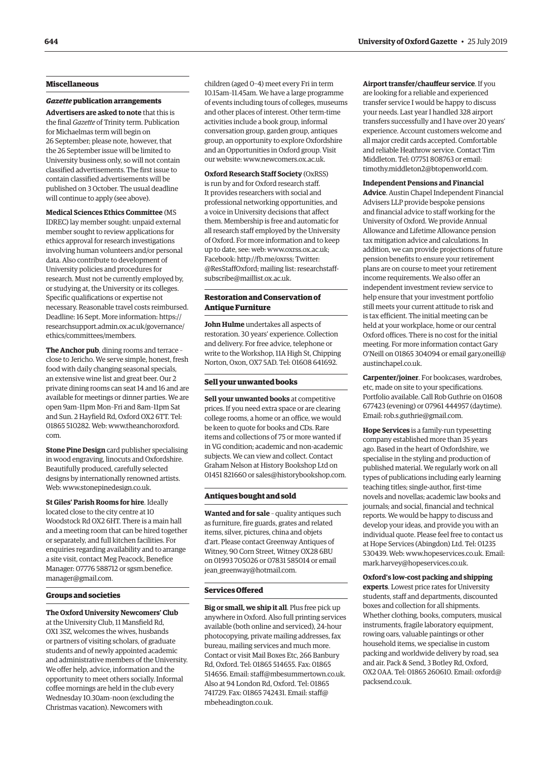## Miscellaneous

### *Gazette* publication arrangements

**Advertisers are asked to note** that this is the final *Gazette* of Trinity term. Publication for Michaelmas term will begin on 26 September; please note, however, that the 26 September issue will be limited to University business only, so will not contain classified advertisements. The first issue to contain classified advertisements will be published on 3 October. The usual deadline will continue to apply (see above).

**Medical Sciences Ethics Committee** (MS IDREC) lay member sought: unpaid external member sought to review applications for ethics approval for research investigations involving human volunteers and/or personal data. Also contribute to development of University policies and procedures for research. Must not be currently employed by, or studying at, the University or its colleges. Specific qualifications or expertise not necessary. Reasonable travel costs reimbursed. Deadline: 16 Sept. More information: https://researchsupport.admin.ox.ac.uk/governance/ethics/committees/members.

**The Anchor pub**, dining rooms and terrace – close to Jericho. We serve simple, honest, fresh food with daily changing seasonal specials, an extensive wine list and great beer. Our 2 private dining rooms can seat 14 and 16 and are available for meetings or dinner parties. We are open 9am–11pm Mon–Fri and 8am–11pm Sat and Sun. 2 Hayfield Rd, Oxford OX2 6TT. Tel: 01865 510282. Web: www.theanchoroxford.com.

**Stone Pine Design** card publisher specialising in wood engraving, linocuts and Oxfordshire. Beautifully produced, carefully selected designs by internationally renowned artists. Web: www.stonepinedesign.co.uk.

**St Giles' Parish Rooms for hire**. Ideally located close to the city centre at 10 Woodstock Rd OX2 6HT. There is a main hall and a meeting room that can be hired together or separately, and full kitchen facilities. For enquiries regarding availability and to arrange a site visit, contact Meg Peacock, Benefice Manager: 07776 588712 or sgsm.benefice.manager@gmail.com.

## Groups and societies

**The Oxford University Newcomers' Club** at the University Club, 11 Mansfield Rd, OX1 3SZ, welcomes the wives, husbands or partners of visiting scholars, of graduate students and of newly appointed academic and administrative members of the University. We offer help, advice, information and the opportunity to meet others socially. Informal coffee mornings are held in the club every Wednesday 10.30am–noon (excluding the Christmas vacation). Newcomers with children (aged 0–4) meet every Fri in term 10.15am–11.45am. We have a large programme of events including tours of colleges, museums and other places of interest. Other term-time activities include a book group, informal conversation group, garden group, antiques group, an opportunity to explore Oxfordshire and an Opportunities in Oxford group. Visit our website: www.newcomers.ox.ac.uk.

**Oxford Research Staff Society** (OxRSS) is run by and for Oxford research staff. It provides researchers with social and professional networking opportunities, and a voice in University decisions that affect them. Membership is free and automatic for all research staff employed by the University of Oxford. For more information and to keep up to date, see: web: www.oxrss.ox.ac.uk; Facebook: http://fb.me/oxrss; Twitter: @ResStaffOxford; mailing list: researchstaff-subscribe@maillist.ox.ac.uk.

## Restoration and Conservation of Antique Furniture

**John Hulme** undertakes all aspects of restoration. 30 years' experience. Collection and delivery. For free advice, telephone or write to the Workshop, 11A High St, Chipping Norton, Oxon, OX7 5AD. Tel: 01608 641692.

## Sell your unwanted books

**Sell your unwanted books** at competitive prices. If you need extra space or are clearing college rooms, a home or an office, we would be keen to quote for books and CDs. Rare items and collections of 75 or more wanted if in VG condition; academic and non-academic subjects. We can view and collect. Contact Graham Nelson at History Bookshop Ltd on 01451 821660 or sales@historybookshop.com.

## Antiques bought and sold

**Wanted and for sale** – quality antiques such as furniture, fire guards, grates and related items, silver, pictures, china and objets d'art. Please contact Greenway Antiques of Witney, 90 Corn Street, Witney OX28 6BU on 01993 705026 or 07831 585014 or email jean_greenway@hotmail.com.

## Services Offered

**Big or small, we ship it all**. Plus free pick up anywhere in Oxford. Also full printing services available (both online and serviced), 24-hour photocopying, private mailing addresses, fax bureau, mailing services and much more. Contact or visit Mail Boxes Etc, 266 Banbury Rd, Oxford. Tel: 01865 514655. Fax: 01865 514656. Email: staff@mbesummertown.co.uk. Also at 94 London Rd, Oxford. Tel: 01865 741729. Fax: 01865 742431. Email: staff@mbeheadington.co.uk.

**Airport transfer/chauffeur service**. If you are looking for a reliable and experienced transfer service I would be happy to discuss your needs. Last year I handled 328 airport transfers successfully and I have over 20 years' experience. Account customers welcome and all major credit cards accepted. Comfortable and reliable Heathrow service. Contact Tim Middleton. Tel: 07751 808763 or email: timothy.middleton2@btopenworld.com.

**Independent Pensions and Financial Advice**. Austin Chapel Independent Financial Advisers LLP provide bespoke pensions and financial advice to staff working for the University of Oxford. We provide Annual Allowance and Lifetime Allowance pension tax mitigation advice and calculations. In addition, we can provide projections of future pension benefits to ensure your retirement plans are on course to meet your retirement income requirements. We also offer an independent investment review service to help ensure that your investment portfolio still meets your current attitude to risk and is tax efficient. The initial meeting can be held at your workplace, home or our central Oxford offices. There is no cost for the initial meeting. For more information contact Gary O'Neill on 01865 304094 or email gary.oneill@austinchapel.co.uk.

**Carpenter/joiner**. For bookcases, wardrobes, etc, made on site to your specifications. Portfolio available. Call Rob Guthrie on 01608 677423 (evening) or 07961 444957 (daytime). Email: rob.s.guthrie@gmail.com.

**Hope Services** is a family-run typesetting company established more than 35 years ago. Based in the heart of Oxfordshire, we specialise in the styling and production of published material. We regularly work on all types of publications including early learning teaching titles; single-author, first-time novels and novellas; academic law books and journals; and social, financial and technical reports. We would be happy to discuss and develop your ideas, and provide you with an individual quote. Please feel free to contact us at Hope Services (Abingdon) Ltd. Tel: 01235 530439. Web: www.hopeservices.co.uk. Email: mark.harvey@hopeservices.co.uk.

**Oxford's low-cost packing and shipping experts**. Lowest price rates for University students, staff and departments, discounted boxes and collection for all shipments. Whether clothing, books, computers, musical instruments, fragile laboratory equipment, rowing oars, valuable paintings or other household items, we specialise in custom packing and worldwide delivery by road, sea and air. Pack & Send, 3 Botley Rd, Oxford, OX2 0AA. Tel: 01865 260610. Email: oxford@packsend.co.uk.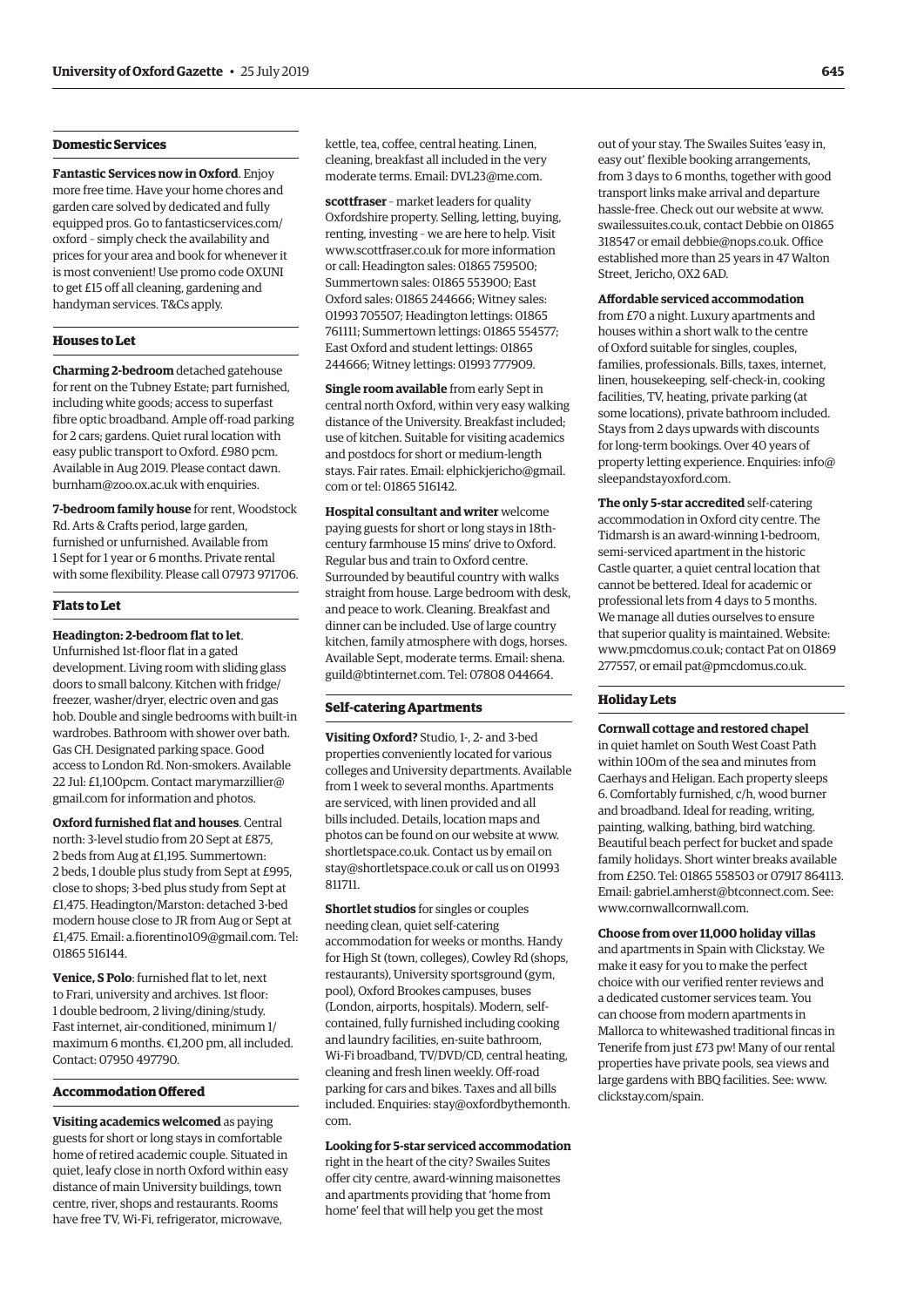## Domestic Services

**Fantastic Services now in Oxford**. Enjoy more free time. Have your home chores and garden care solved by dedicated and fully equipped pros. Go to fantasticservices.com/oxford – simply check the availability and prices for your area and book for whenever it is most convenient! Use promo code OXUNI to get £15 off all cleaning, gardening and handyman services. T&Cs apply.

## Houses to Let

**Charming 2-bedroom** detached gatehouse for rent on the Tubney Estate; part furnished, including white goods; access to superfast fibre optic broadband. Ample off-road parking for 2 cars; gardens. Quiet rural location with easy public transport to Oxford. £980 pcm. Available in Aug 2019. Please contact dawn.burnham@zoo.ox.ac.uk with enquiries.

**7-bedroom family house** for rent, Woodstock Rd. Arts & Crafts period, large garden, furnished or unfurnished. Available from 1 Sept for 1 year or 6 months. Private rental with some flexibility. Please call 07973 971706.

## Flats to Let

**Headington: 2-bedroom flat to let**. Unfurnished 1st-floor flat in a gated development. Living room with sliding glass doors to small balcony. Kitchen with fridge/freezer, washer/dryer, electric oven and gas hob. Double and single bedrooms with built-in wardrobes. Bathroom with shower over bath. Gas CH. Designated parking space. Good access to London Rd. Non-smokers. Available 22 Jul: £1,100pcm. Contact marymarzillier@gmail.com for information and photos.

**Oxford furnished flat and houses**. Central north: 3-level studio from 20 Sept at £875, 2 beds from Aug at £1,195. Summertown: 2 beds, 1 double plus study from Sept at £995, close to shops; 3-bed plus study from Sept at £1,475. Headington/Marston: detached 3-bed modern house close to JR from Aug or Sept at £1,475. Email: a.fiorentino109@gmail.com. Tel: 01865 516144.

**Venice, S Polo**: furnished flat to let, next to Frari, university and archives. 1st floor: 1 double bedroom, 2 living/dining/study. Fast internet, air-conditioned, minimum 1/maximum 6 months. €1,200 pm, all included. Contact: 07950 497790.

## Accommodation Offered

**Visiting academics welcomed** as paying guests for short or long stays in comfortable home of retired academic couple. Situated in quiet, leafy close in north Oxford within easy distance of main University buildings, town centre, river, shops and restaurants. Rooms have free TV, Wi-Fi, refrigerator, microwave, kettle, tea, coffee, central heating. Linen, cleaning, breakfast all included in the very moderate terms. Email: DVL23@me.com.

**scottfraser** – market leaders for quality Oxfordshire property. Selling, letting, buying, renting, investing – we are here to help. Visit www.scottfraser.co.uk for more information or call: Headington sales: 01865 759500; Summertown sales: 01865 553900; East Oxford sales: 01865 244666; Witney sales: 01993 705507; Headington lettings: 01865 761111; Summertown lettings: 01865 554577; East Oxford and student lettings: 01865 244666; Witney lettings: 01993 777909.

**Single room available** from early Sept in central north Oxford, within very easy walking distance of the University. Breakfast included; use of kitchen. Suitable for visiting academics and postdocs for short or medium-length stays. Fair rates. Email: elphickjericho@gmail.com or tel: 01865 516142.

**Hospital consultant and writer** welcome paying guests for short or long stays in 18th-century farmhouse 15 mins' drive to Oxford. Regular bus and train to Oxford centre. Surrounded by beautiful country with walks straight from house. Large bedroom with desk, and peace to work. Cleaning. Breakfast and dinner can be included. Use of large country kitchen, family atmosphere with dogs, horses. Available Sept, moderate terms. Email: shena.guild@btinternet.com. Tel: 07808 044664.

## Self-catering Apartments

**Visiting Oxford?** Studio, 1-, 2- and 3-bed properties conveniently located for various colleges and University departments. Available from 1 week to several months. Apartments are serviced, with linen provided and all bills included. Details, location maps and photos can be found on our website at www.shortletspace.co.uk. Contact us by email on stay@shortletspace.co.uk or call us on 01993 811711.

**Shortlet studios** for singles or couples needing clean, quiet self-catering accommodation for weeks or months. Handy for High St (town, colleges), Cowley Rd (shops, restaurants), University sportsground (gym, pool), Oxford Brookes campuses, buses (London, airports, hospitals). Modern, self-contained, fully furnished including cooking and laundry facilities, en-suite bathroom, Wi-Fi broadband, TV/DVD/CD, central heating, cleaning and fresh linen weekly. Off-road parking for cars and bikes. Taxes and all bills included. Enquiries: stay@oxfordbythemonth.com.

**Looking for 5-star serviced accommodation** right in the heart of the city? Swailes Suites offer city centre, award-winning maisonettes and apartments providing that 'home from home' feel that will help you get the most out of your stay. The Swailes Suites 'easy in, easy out' flexible booking arrangements, from 3 days to 6 months, together with good transport links make arrival and departure hassle-free. Check out our website at www.swailessuites.co.uk, contact Debbie on 01865 318547 or email debbie@nops.co.uk. Office established more than 25 years in 47 Walton Street, Jericho, OX2 6AD.

**Affordable serviced accommodation** from £70 a night. Luxury apartments and houses within a short walk to the centre of Oxford suitable for singles, couples, families, professionals. Bills, taxes, internet, linen, housekeeping, self-check-in, cooking facilities, TV, heating, private parking (at some locations), private bathroom included. Stays from 2 days upwards with discounts for long-term bookings. Over 40 years of property letting experience. Enquiries: info@sleepandstayoxford.com.

**The only 5-star accredited** self-catering accommodation in Oxford city centre. The Tidmarsh is an award-winning 1-bedroom, semi-serviced apartment in the historic Castle quarter, a quiet central location that cannot be bettered. Ideal for academic or professional lets from 4 days to 5 months. We manage all duties ourselves to ensure that superior quality is maintained. Website: www.pmcdomus.co.uk; contact Pat on 01869 277557, or email pat@pmcdomus.co.uk.

## Holiday Lets

**Cornwall cottage and restored chapel** in quiet hamlet on South West Coast Path within 100m of the sea and minutes from Caerhays and Heligan. Each property sleeps 6. Comfortably furnished, c/h, wood burner and broadband. Ideal for reading, writing, painting, walking, bathing, bird watching. Beautiful beach perfect for bucket and spade family holidays. Short winter breaks available from £250. Tel: 01865 558503 or 07917 864113. Email: gabriel.amherst@btconnect.com. See: www.cornwallcornwall.com.

**Choose from over 11,000 holiday villas** and apartments in Spain with Clickstay. We make it easy for you to make the perfect choice with our verified renter reviews and a dedicated customer services team. You can choose from modern apartments in Mallorca to whitewashed traditional fincas in Tenerife from just £73 pw! Many of our rental properties have private pools, sea views and large gardens with BBQ facilities. See: www.clickstay.com/spain.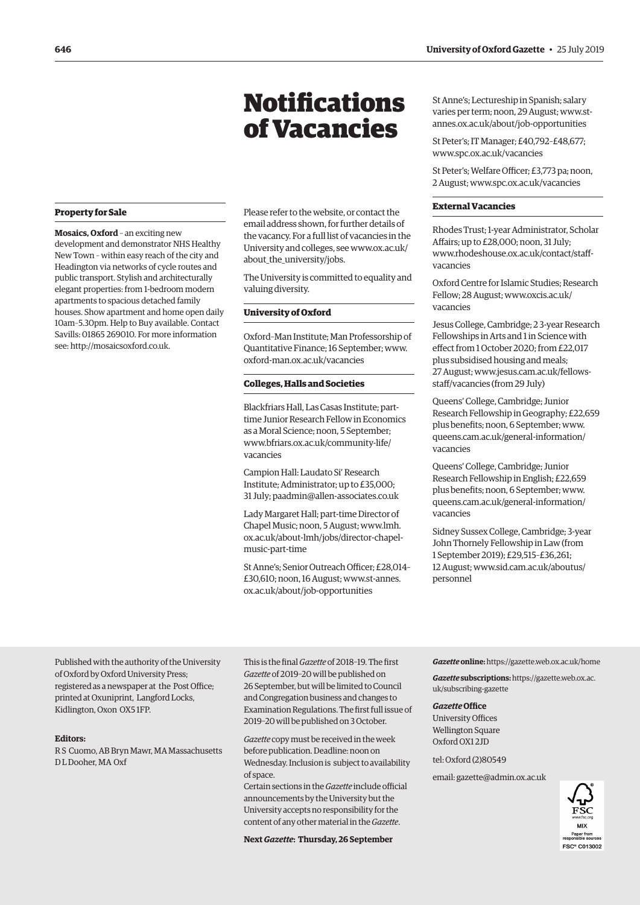# Notifications of Vacancies

### Property for Sale

**Mosaics, Oxford** – an exciting new development and demonstrator NHS Healthy New Town – within easy reach of the city and Headington via networks of cycle routes and public transport. Stylish and architecturally elegant properties: from 1-bedroom modern apartments to spacious detached family houses. Show apartment and home open daily 10am–5.30pm. Help to Buy available. Contact Savills: 01865 269010. For more information see: http://mosaicsoxford.co.uk.

Please refer to the website, or contact the email address shown, for further details of the vacancy. For a full list of vacancies in the University and colleges, see www.ox.ac.uk/about_the_university/jobs.

The University is committed to equality and valuing diversity.

### University of Oxford

Oxford–Man Institute; Man Professorship of Quantitative Finance; 16 September; www.oxford-man.ox.ac.uk/vacancies

### Colleges, Halls and Societies

Blackfriars Hall, Las Casas Institute; part-time Junior Research Fellow in Economics as a Moral Science; noon, 5 September; www.bfriars.ox.ac.uk/community-life/vacancies

Campion Hall: Laudato Si' Research Institute; Administrator; up to £35,000; 31 July; paadmin@allen-associates.co.uk

Lady Margaret Hall; part-time Director of Chapel Music; noon, 5 August; www.lmh.ox.ac.uk/about-lmh/jobs/director-chapel-music-part-time

St Anne's; Senior Outreach Officer; £28,014–£30,610; noon, 16 August; www.st-annes.ox.ac.uk/about/job-opportunities

St Anne's; Lectureship in Spanish; salary varies per term; noon, 29 August; www.st-annes.ox.ac.uk/about/job-opportunities

St Peter's; IT Manager; £40,792–£48,677; www.spc.ox.ac.uk/vacancies

St Peter's; Welfare Officer; £3,773 pa; noon, 2 August; www.spc.ox.ac.uk/vacancies

### External Vacancies

Rhodes Trust; 1-year Administrator, Scholar Affairs; up to £28,000; noon, 31 July; www.rhodeshouse.ox.ac.uk/contact/staff-vacancies

Oxford Centre for Islamic Studies; Research Fellow; 28 August; www.oxcis.ac.uk/vacancies

Jesus College, Cambridge; 2 3-year Research Fellowships in Arts and 1 in Science with effect from 1 October 2020; from £22,017 plus subsidised housing and meals; 27 August; www.jesus.cam.ac.uk/fellows-staff/vacancies (from 29 July)

Queens' College, Cambridge; Junior Research Fellowship in Geography; £22,659 plus benefits; noon, 6 September; www.queens.cam.ac.uk/general-information/vacancies

Queens' College, Cambridge; Junior Research Fellowship in English; £22,659 plus benefits; noon, 6 September; www.queens.cam.ac.uk/general-information/vacancies

Sidney Sussex College, Cambridge; 3-year John Thornely Fellowship in Law (from 1 September 2019); £29,515–£36,261; 12 August; www.sid.cam.ac.uk/aboutus/personnel

---

Published with the authority of the University of Oxford by Oxford University Press; registered as a newspaper at the Post Office; printed at Oxuniprint, Langford Locks, Kidlington, Oxon OX5 1FP.

**Editors:**
R S Cuomo, AB Bryn Mawr, MA Massachusetts
D L Dooher, MA Oxf

This is the final *Gazette* of 2018–19. The first *Gazette* of 2019–20 will be published on 26 September, but will be limited to Council and Congregation business and changes to Examination Regulations. The first full issue of 2019–20 will be published on 3 October.

*Gazette* copy must be received in the week before publication. Deadline: noon on Wednesday. Inclusion is subject to availability of space.
Certain sections in the *Gazette* include official announcements by the University but the University accepts no responsibility for the content of any other material in the *Gazette*.

**Next *Gazette*: Thursday, 26 September**

***Gazette* online:** https://gazette.web.ox.ac.uk/home

***Gazette* subscriptions:** https://gazette.web.ox.ac.uk/subscribing-gazette

***Gazette* Office**
University Offices
Wellington Square
Oxford OX1 2JD

tel: Oxford (2)80549

email: gazette@admin.ox.ac.uk

FSC www.fsc.org MIX Paper from responsible sources FSC® C013002